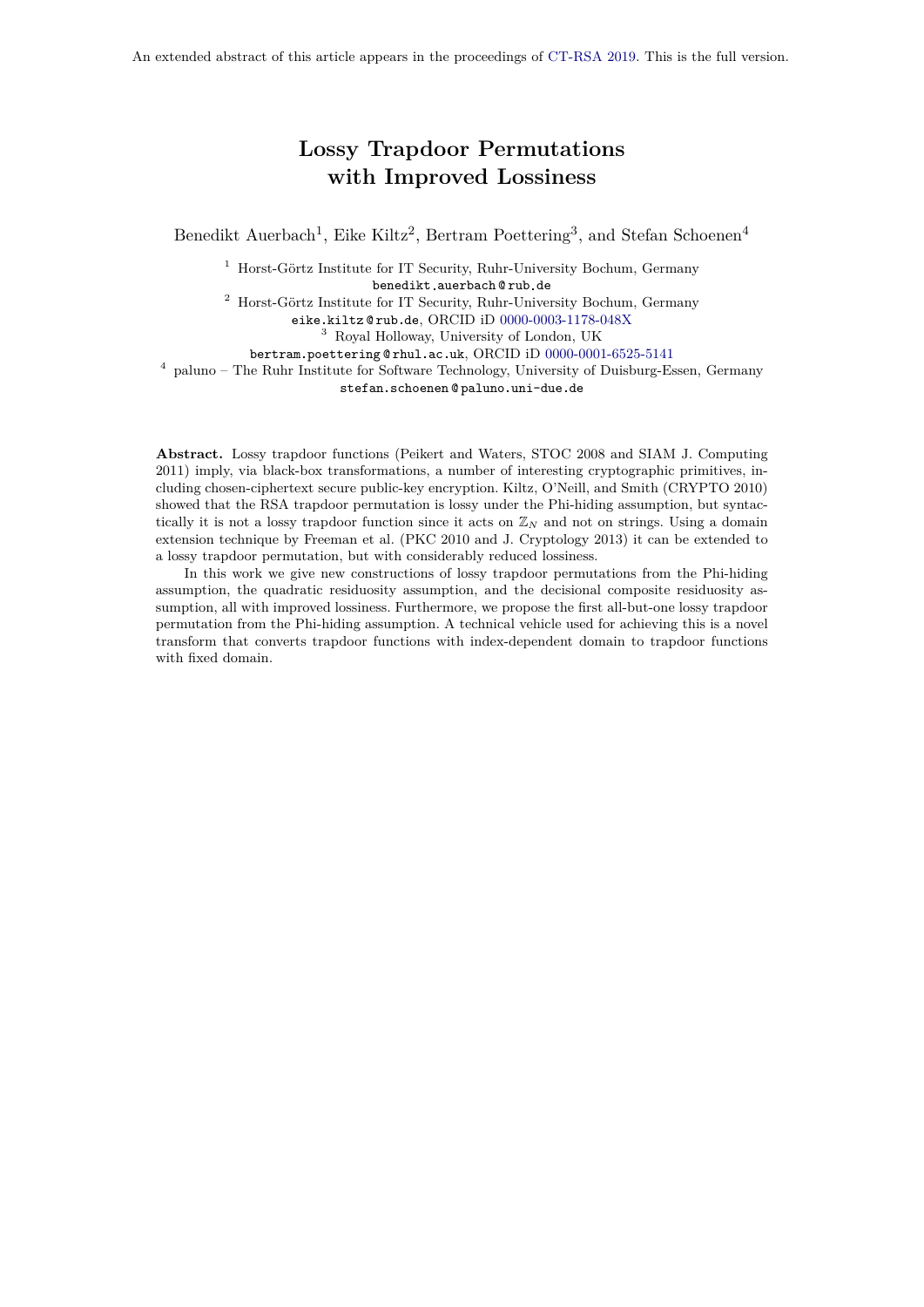An extended abstract of this article appears in the proceedings of CT-RSA 2019. This is the full version.

# Lossy Trapdoor Permutations with Improved Lossiness

Benedikt Auerbach[1], Eike Kiltz[2], Bertram Poettering[3], and Stefan Schoenen[4]

[1] Horst-Görtz Institute for IT Security, Ruhr-University Bochum, Germany
benedikt.auerbach@rub.de

[2] Horst-Görtz Institute for IT Security, Ruhr-University Bochum, Germany
eike.kiltz@rub.de, ORCID iD 0000-0003-1178-048X

[3] Royal Holloway, University of London, UK
bertram.poettering@rhul.ac.uk, ORCID iD 0000-0001-6525-5141

[4] paluno – The Ruhr Institute for Software Technology, University of Duisburg-Essen, Germany
stefan.schoenen@paluno.uni-due.de

**Abstract.** Lossy trapdoor functions (Peikert and Waters, STOC 2008 and SIAM J. Computing 2011) imply, via black-box transformations, a number of interesting cryptographic primitives, including chosen-ciphertext secure public-key encryption. Kiltz, O'Neill, and Smith (CRYPTO 2010) showed that the RSA trapdoor permutation is lossy under the Phi-hiding assumption, but syntactically it is not a lossy trapdoor function since it acts on $\mathbb{Z}_N$ and not on strings. Using a domain extension technique by Freeman et al. (PKC 2010 and J. Cryptology 2013) it can be extended to a lossy trapdoor permutation, but with considerably reduced lossiness.

In this work we give new constructions of lossy trapdoor permutations from the Phi-hiding assumption, the quadratic residuosity assumption, and the decisional composite residuosity assumption, all with improved lossiness. Furthermore, we propose the first all-but-one lossy trapdoor permutation from the Phi-hiding assumption. A technical vehicle used for achieving this is a novel transform that converts trapdoor functions with index-dependent domain to trapdoor functions with fixed domain.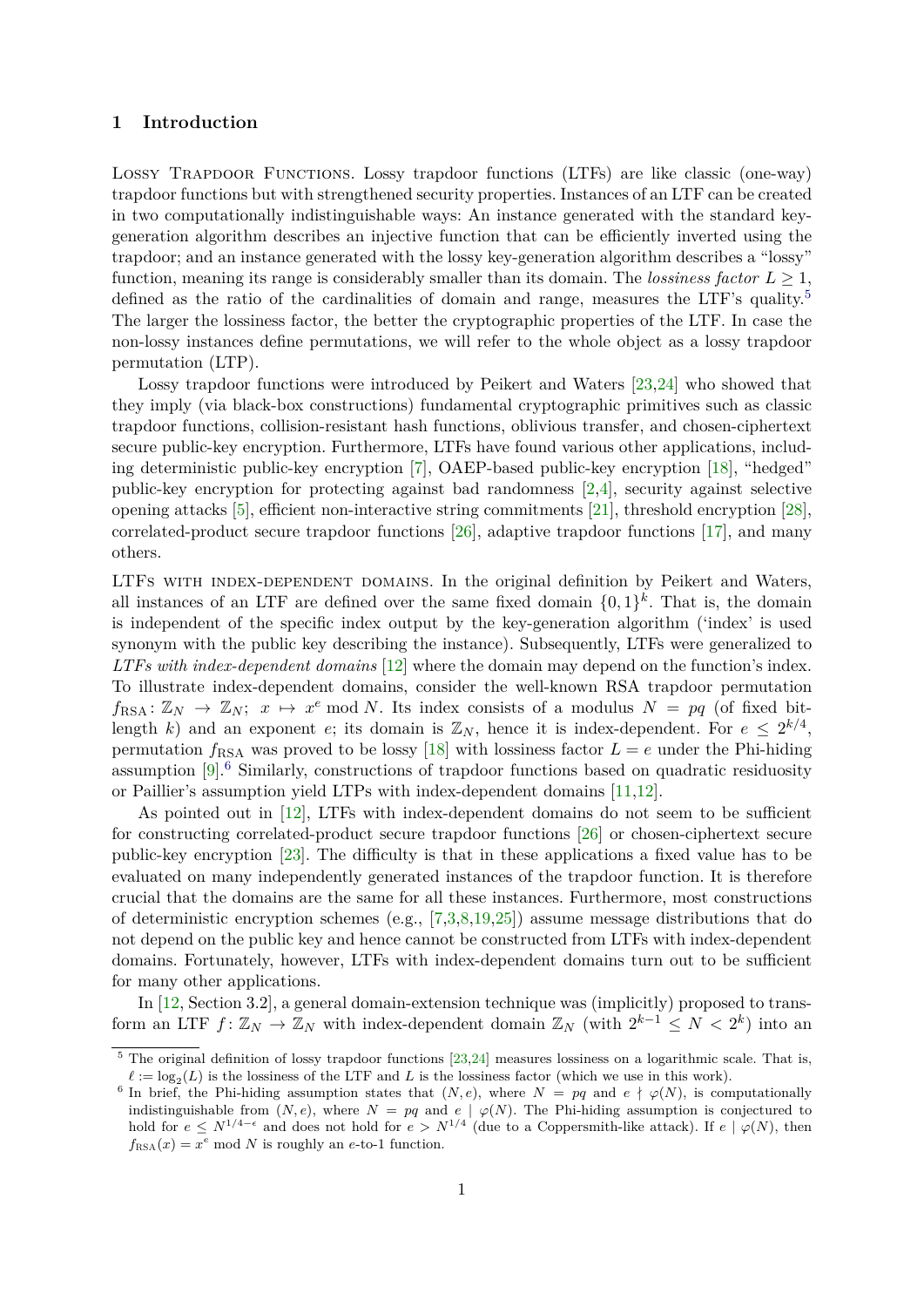## 1 Introduction

Lossy Trapdoor Functions. Lossy trapdoor functions (LTFs) are like classic (one-way) trapdoor functions but with strengthened security properties. Instances of an LTF can be created in two computationally indistinguishable ways: An instance generated with the standard key-generation algorithm describes an injective function that can be efficiently inverted using the trapdoor; and an instance generated with the lossy key-generation algorithm describes a "lossy" function, meaning its range is considerably smaller than its domain. The *lossiness factor* $L \geq 1$, defined as the ratio of the cardinalities of domain and range, measures the LTF's quality.[5] The larger the lossiness factor, the better the cryptographic properties of the LTF. In case the non-lossy instances define permutations, we will refer to the whole object as a lossy trapdoor permutation (LTP).

Lossy trapdoor functions were introduced by Peikert and Waters [23,24] who showed that they imply (via black-box constructions) fundamental cryptographic primitives such as classic trapdoor functions, collision-resistant hash functions, oblivious transfer, and chosen-ciphertext secure public-key encryption. Furthermore, LTFs have found various other applications, including deterministic public-key encryption [7], OAEP-based public-key encryption [18], "hedged" public-key encryption for protecting against bad randomness [2,4], security against selective opening attacks [5], efficient non-interactive string commitments [21], threshold encryption [28], correlated-product secure trapdoor functions [26], adaptive trapdoor functions [17], and many others.

LTFs with index-dependent domains. In the original definition by Peikert and Waters, all instances of an LTF are defined over the same fixed domain $\{0,1\}^k$. That is, the domain is independent of the specific index output by the key-generation algorithm ('index' is used synonym with the public key describing the instance). Subsequently, LTFs were generalized to *LTFs with index-dependent domains* [12] where the domain may depend on the function's index. To illustrate index-dependent domains, consider the well-known RSA trapdoor permutation $f_{\mathrm{RSA}} \colon \mathbb{Z}_N \to \mathbb{Z}_N;\ x \mapsto x^e \bmod N$. Its index consists of a modulus $N = pq$ (of fixed bit-length $k$) and an exponent $e$; its domain is $\mathbb{Z}_N$, hence it is index-dependent. For $e \leq 2^{k/4}$, permutation $f_{\mathrm{RSA}}$ was proved to be lossy [18] with lossiness factor $L = e$ under the Phi-hiding assumption [9].[6] Similarly, constructions of trapdoor functions based on quadratic residuosity or Paillier's assumption yield LTPs with index-dependent domains [11,12].

As pointed out in [12], LTFs with index-dependent domains do not seem to be sufficient for constructing correlated-product secure trapdoor functions [26] or chosen-ciphertext secure public-key encryption [23]. The difficulty is that in these applications a fixed value has to be evaluated on many independently generated instances of the trapdoor function. It is therefore crucial that the domains are the same for all these instances. Furthermore, most constructions of deterministic encryption schemes (e.g., [7,3,8,19,25]) assume message distributions that do not depend on the public key and hence cannot be constructed from LTFs with index-dependent domains. Fortunately, however, LTFs with index-dependent domains turn out to be sufficient for many other applications.

In [12, Section 3.2], a general domain-extension technique was (implicitly) proposed to transform an LTF $f \colon \mathbb{Z}_N \to \mathbb{Z}_N$ with index-dependent domain $\mathbb{Z}_N$ (with $2^{k-1} \leq N < 2^k$) into an

[5] The original definition of lossy trapdoor functions [23,24] measures lossiness on a logarithmic scale. That is, $\ell := \log_2(L)$ is the lossiness of the LTF and $L$ is the lossiness factor (which we use in this work).

[6] In brief, the Phi-hiding assumption states that $(N, e)$, where $N = pq$ and $e \nmid \varphi(N)$, is computationally indistinguishable from $(N, e)$, where $N = pq$ and $e \mid \varphi(N)$. The Phi-hiding assumption is conjectured to hold for $e \leq N^{1/4-\epsilon}$ and does not hold for $e > N^{1/4}$ (due to a Coppersmith-like attack). If $e \mid \varphi(N)$, then $f_{\mathrm{RSA}}(x) = x^e \bmod N$ is roughly an $e$-to-1 function.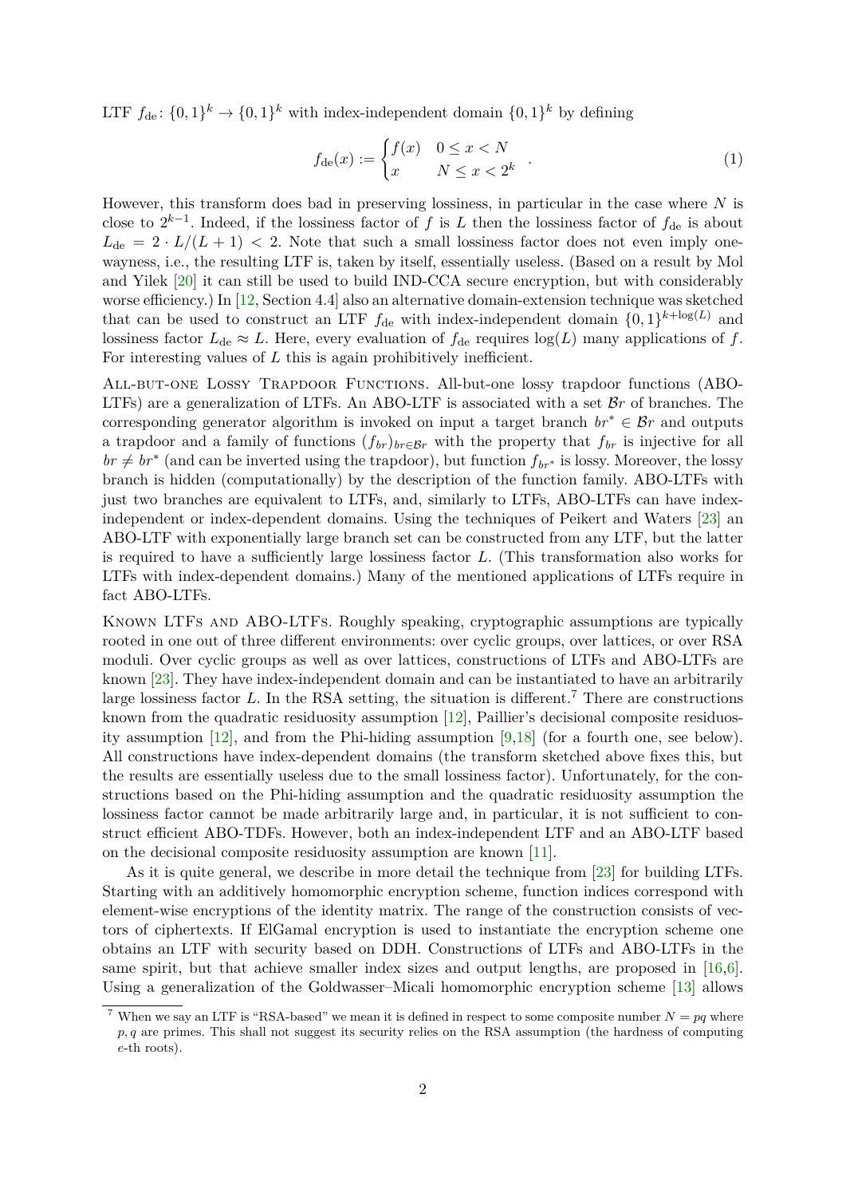LTF $f_{\text{de}}\colon \{0,1\}^k \to \{0,1\}^k$ with index-independent domain $\{0,1\}^k$ by defining

$$f_{\text{de}}(x) := \begin{cases} f(x) & 0 \le x < N \\ x & N \le x < 2^k \end{cases} . \tag{1}$$

However, this transform does bad in preserving lossiness, in particular in the case where $N$ is close to $2^{k-1}$. Indeed, if the lossiness factor of $f$ is $L$ then the lossiness factor of $f_{\text{de}}$ is about $L_{\text{de}} = 2 \cdot L/(L+1) < 2$. Note that such a small lossiness factor does not even imply one-wayness, i.e., the resulting LTF is, taken by itself, essentially useless. (Based on a result by Mol and Yilek [20] it can still be used to build IND-CCA secure encryption, but with considerably worse efficiency.) In [12, Section 4.4] also an alternative domain-extension technique was sketched that can be used to construct an LTF $f_{\text{de}}$ with index-independent domain $\{0,1\}^{k+\log(L)}$ and lossiness factor $L_{\text{de}} \approx L$. Here, every evaluation of $f_{\text{de}}$ requires $\log(L)$ many applications of $f$. For interesting values of $L$ this is again prohibitively inefficient.

All-but-one Lossy Trapdoor Functions. All-but-one lossy trapdoor functions (ABO-LTFs) are a generalization of LTFs. An ABO-LTF is associated with a set $\mathcal{B}r$ of branches. The corresponding generator algorithm is invoked on input a target branch $br^* \in \mathcal{B}r$ and outputs a trapdoor and a family of functions $(f_{br})_{br \in \mathcal{B}r}$ with the property that $f_{br}$ is injective for all $br \neq br^*$ (and can be inverted using the trapdoor), but function $f_{br^*}$ is lossy. Moreover, the lossy branch is hidden (computationally) by the description of the function family. ABO-LTFs with just two branches are equivalent to LTFs, and, similarly to LTFs, ABO-LTFs can have index-independent or index-dependent domains. Using the techniques of Peikert and Waters [23] an ABO-LTF with exponentially large branch set can be constructed from any LTF, but the latter is required to have a sufficiently large lossiness factor $L$. (This transformation also works for LTFs with index-dependent domains.) Many of the mentioned applications of LTFs require in fact ABO-LTFs.

Known LTFs and ABO-LTFs. Roughly speaking, cryptographic assumptions are typically rooted in one out of three different environments: over cyclic groups, over lattices, or over RSA moduli. Over cyclic groups as well as over lattices, constructions of LTFs and ABO-LTFs are known [23]. They have index-independent domain and can be instantiated to have an arbitrarily large lossiness factor $L$. In the RSA setting, the situation is different.[7] There are constructions known from the quadratic residuosity assumption [12], Paillier's decisional composite residuosity assumption [12], and from the Phi-hiding assumption [9,18] (for a fourth one, see below). All constructions have index-dependent domains (the transform sketched above fixes this, but the results are essentially useless due to the small lossiness factor). Unfortunately, for the constructions based on the Phi-hiding assumption and the quadratic residuosity assumption the lossiness factor cannot be made arbitrarily large and, in particular, it is not sufficient to construct efficient ABO-TDFs. However, both an index-independent LTF and an ABO-LTF based on the decisional composite residuosity assumption are known [11].

As it is quite general, we describe in more detail the technique from [23] for building LTFs. Starting with an additively homomorphic encryption scheme, function indices correspond with element-wise encryptions of the identity matrix. The range of the construction consists of vectors of ciphertexts. If ElGamal encryption is used to instantiate the encryption scheme one obtains an LTF with security based on DDH. Constructions of LTFs and ABO-LTFs in the same spirit, but that achieve smaller index sizes and output lengths, are proposed in [16,6]. Using a generalization of the Goldwasser–Micali homomorphic encryption scheme [13] allows

[7] When we say an LTF is "RSA-based" we mean it is defined in respect to some composite number $N = pq$ where $p, q$ are primes. This shall not suggest its security relies on the RSA assumption (the hardness of computing $e$-th roots).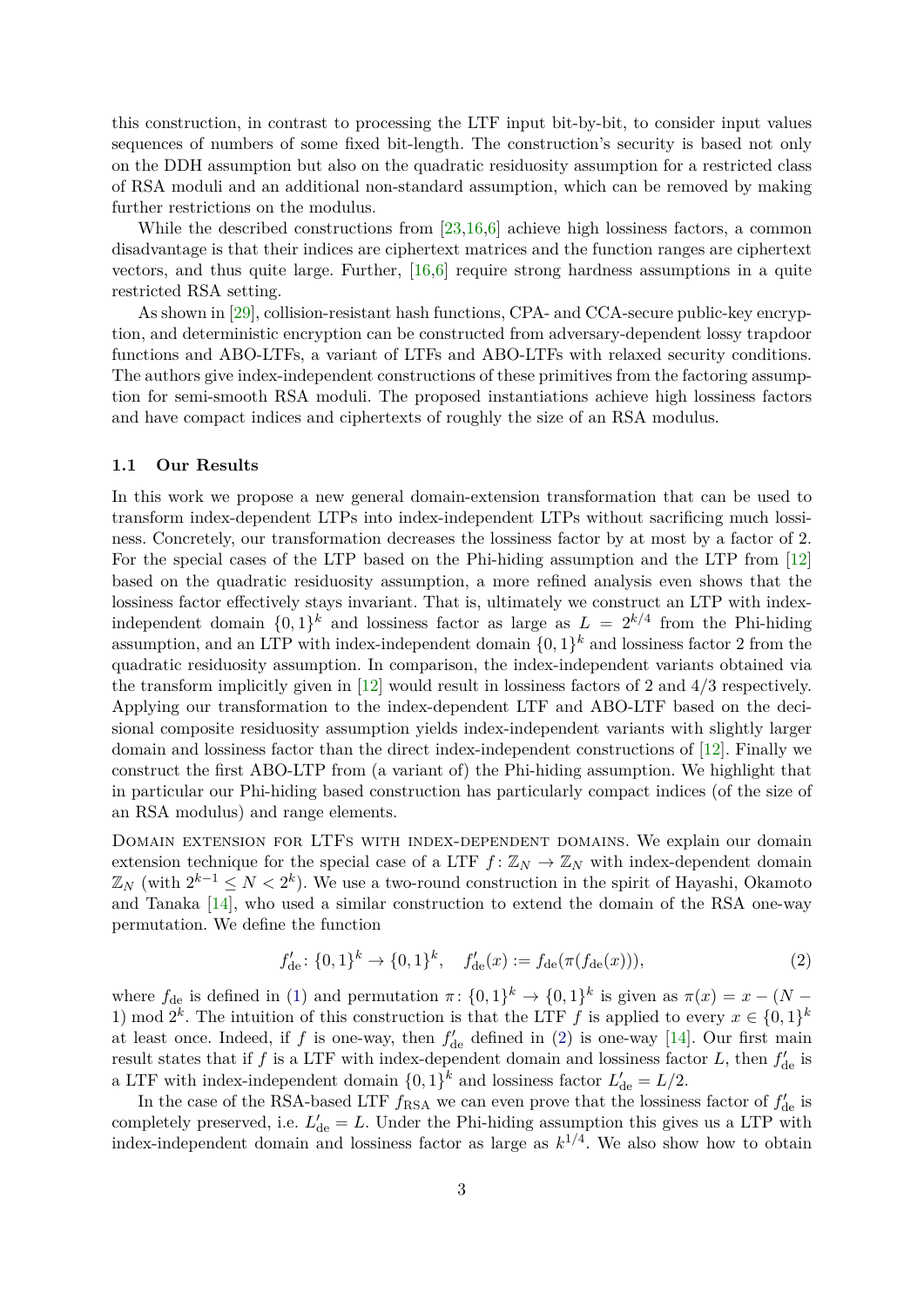this construction, in contrast to processing the LTF input bit-by-bit, to consider input values sequences of numbers of some fixed bit-length. The construction's security is based not only on the DDH assumption but also on the quadratic residuosity assumption for a restricted class of RSA moduli and an additional non-standard assumption, which can be removed by making further restrictions on the modulus.

While the described constructions from [23,16,6] achieve high lossiness factors, a common disadvantage is that their indices are ciphertext matrices and the function ranges are ciphertext vectors, and thus quite large. Further, [16,6] require strong hardness assumptions in a quite restricted RSA setting.

As shown in [29], collision-resistant hash functions, CPA- and CCA-secure public-key encryption, and deterministic encryption can be constructed from adversary-dependent lossy trapdoor functions and ABO-LTFs, a variant of LTFs and ABO-LTFs with relaxed security conditions. The authors give index-independent constructions of these primitives from the factoring assumption for semi-smooth RSA moduli. The proposed instantiations achieve high lossiness factors and have compact indices and ciphertexts of roughly the size of an RSA modulus.

### 1.1 Our Results

In this work we propose a new general domain-extension transformation that can be used to transform index-dependent LTPs into index-independent LTPs without sacrificing much lossiness. Concretely, our transformation decreases the lossiness factor by at most by a factor of 2. For the special cases of the LTP based on the Phi-hiding assumption and the LTP from [12] based on the quadratic residuosity assumption, a more refined analysis even shows that the lossiness factor effectively stays invariant. That is, ultimately we construct an LTP with index-independent domain $\{0,1\}^k$ and lossiness factor as large as $L = 2^{k/4}$ from the Phi-hiding assumption, and an LTP with index-independent domain $\{0,1\}^k$ and lossiness factor 2 from the quadratic residuosity assumption. In comparison, the index-independent variants obtained via the transform implicitly given in [12] would result in lossiness factors of 2 and 4/3 respectively. Applying our transformation to the index-dependent LTF and ABO-LTF based on the decisional composite residuosity assumption yields index-independent variants with slightly larger domain and lossiness factor than the direct index-independent constructions of [12]. Finally we construct the first ABO-LTP from (a variant of) the Phi-hiding assumption. We highlight that in particular our Phi-hiding based construction has particularly compact indices (of the size of an RSA modulus) and range elements.

Domain extension for LTFs with index-dependent domains. We explain our domain extension technique for the special case of a LTF $f\colon \mathbb{Z}_N \to \mathbb{Z}_N$ with index-dependent domain $\mathbb{Z}_N$ (with $2^{k-1} \leq N < 2^k$). We use a two-round construction in the spirit of Hayashi, Okamoto and Tanaka [14], who used a similar construction to extend the domain of the RSA one-way permutation. We define the function

$$f'_{\mathrm{de}}\colon \{0,1\}^k \to \{0,1\}^k, \quad f'_{\mathrm{de}}(x) := f_{\mathrm{de}}(\pi(f_{\mathrm{de}}(x))), \tag{2}$$

where $f_{\mathrm{de}}$ is defined in (1) and permutation $\pi\colon \{0,1\}^k \to \{0,1\}^k$ is given as $\pi(x) = x - (N - 1) \bmod 2^k$. The intuition of this construction is that the LTF $f$ is applied to every $x \in \{0,1\}^k$ at least once. Indeed, if $f$ is one-way, then $f'_{\mathrm{de}}$ defined in (2) is one-way [14]. Our first main result states that if $f$ is a LTF with index-dependent domain and lossiness factor $L$, then $f'_{\mathrm{de}}$ is a LTF with index-independent domain $\{0,1\}^k$ and lossiness factor $L'_{\mathrm{de}} = L/2$.

In the case of the RSA-based LTF $f_{\mathrm{RSA}}$ we can even prove that the lossiness factor of $f'_{\mathrm{de}}$ is completely preserved, i.e. $L'_{\mathrm{de}} = L$. Under the Phi-hiding assumption this gives us a LTP with index-independent domain and lossiness factor as large as $k^{1/4}$. We also show how to obtain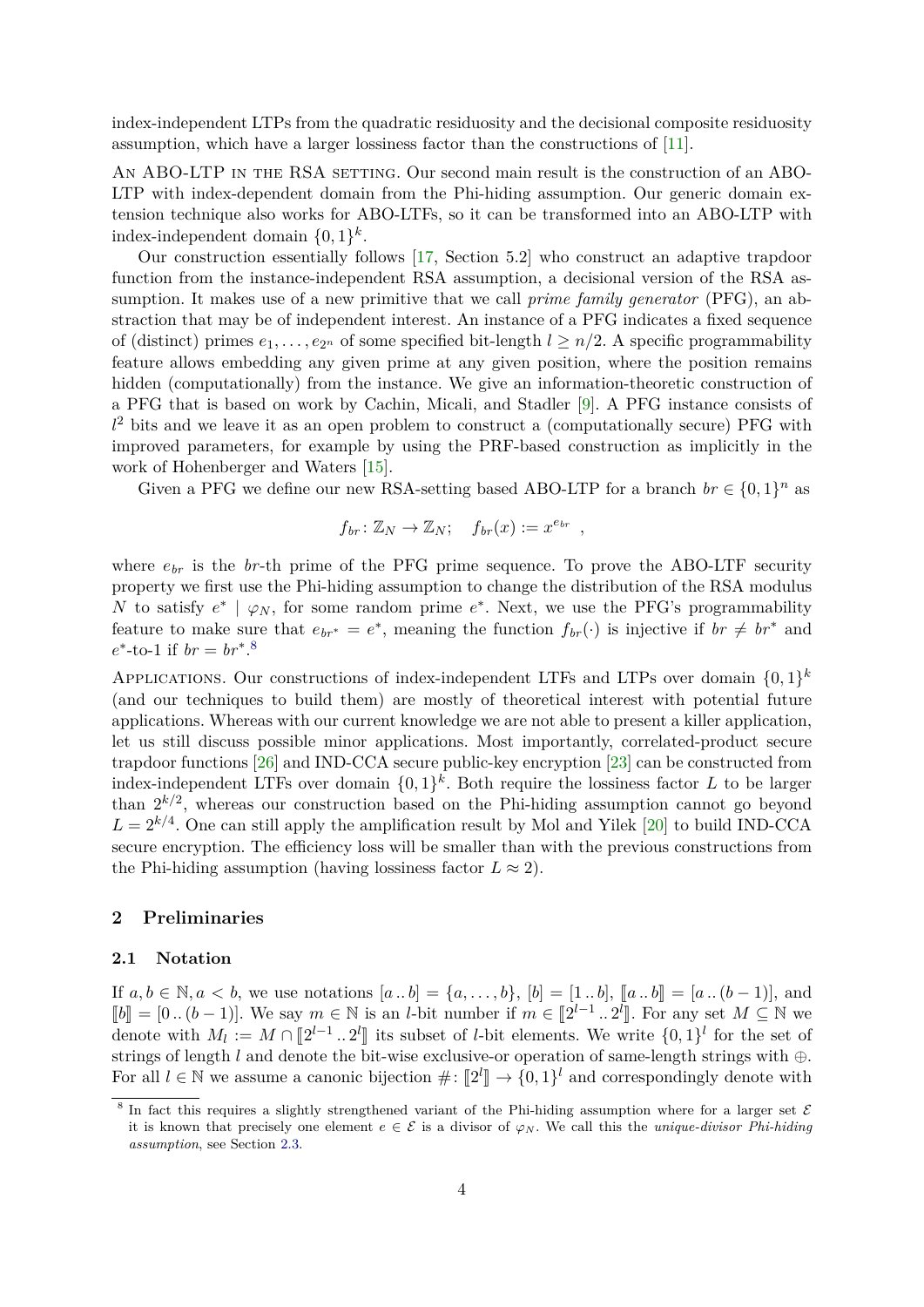index-independent LTPs from the quadratic residuosity and the decisional composite residuosity assumption, which have a larger lossiness factor than the constructions of [11].

An ABO-LTP in the RSA setting. Our second main result is the construction of an ABO-LTP with index-dependent domain from the Phi-hiding assumption. Our generic domain extension technique also works for ABO-LTFs, so it can be transformed into an ABO-LTP with index-independent domain $\{0,1\}^k$.

Our construction essentially follows [17, Section 5.2] who construct an adaptive trapdoor function from the instance-independent RSA assumption, a decisional version of the RSA assumption. It makes use of a new primitive that we call *prime family generator* (PFG), an abstraction that may be of independent interest. An instance of a PFG indicates a fixed sequence of (distinct) primes $e_1, \ldots, e_{2^n}$ of some specified bit-length $l \geq n/2$. A specific programmability feature allows embedding any given prime at any given position, where the position remains hidden (computationally) from the instance. We give an information-theoretic construction of a PFG that is based on work by Cachin, Micali, and Stadler [9]. A PFG instance consists of $l^2$ bits and we leave it as an open problem to construct a (computationally secure) PFG with improved parameters, for example by using the PRF-based construction as implicitly in the work of Hohenberger and Waters [15].

Given a PFG we define our new RSA-setting based ABO-LTP for a branch $br \in \{0,1\}^n$ as

$$f_{br} \colon \mathbb{Z}_N \to \mathbb{Z}_N; \quad f_{br}(x) := x^{e_{br}} \ ,$$

where $e_{br}$ is the $br$-th prime of the PFG prime sequence. To prove the ABO-LTF security property we first use the Phi-hiding assumption to change the distribution of the RSA modulus $N$ to satisfy $e^* \mid \varphi_N$, for some random prime $e^*$. Next, we use the PFG's programmability feature to make sure that $e_{br^*} = e^*$, meaning the function $f_{br}(\cdot)$ is injective if $br \neq br^*$ and $e^*$-to-1 if $br = br^*$.[8]

Applications. Our constructions of index-independent LTFs and LTPs over domain $\{0,1\}^k$ (and our techniques to build them) are mostly of theoretical interest with potential future applications. Whereas with our current knowledge we are not able to present a killer application, let us still discuss possible minor applications. Most importantly, correlated-product secure trapdoor functions [26] and IND-CCA secure public-key encryption [23] can be constructed from index-independent LTFs over domain $\{0,1\}^k$. Both require the lossiness factor $L$ to be larger than $2^{k/2}$, whereas our construction based on the Phi-hiding assumption cannot go beyond $L = 2^{k/4}$. One can still apply the amplification result by Mol and Yilek [20] to build IND-CCA secure encryption. The efficiency loss will be smaller than with the previous constructions from the Phi-hiding assumption (having lossiness factor $L \approx 2$).

## 2 Preliminaries

### 2.1 Notation

If $a, b \in \mathbb{N}, a < b$, we use notations $[a \mathinner{..} b] = \{a, \ldots, b\}$, $[b] = [1 \mathinner{..} b]$, $\llbracket a \mathinner{..} b \rrbracket = [a \mathinner{..} (b-1)]$, and $\llbracket b \rrbracket = [0 \mathinner{..} (b-1)]$. We say $m \in \mathbb{N}$ is an $l$-bit number if $m \in \llbracket 2^{l-1} \mathinner{..} 2^l \rrbracket$. For any set $M \subseteq \mathbb{N}$ we denote with $M_l := M \cap \llbracket 2^{l-1} \mathinner{..} 2^l \rrbracket$ its subset of $l$-bit elements. We write $\{0,1\}^l$ for the set of strings of length $l$ and denote the bit-wise exclusive-or operation of same-length strings with $\oplus$. For all $l \in \mathbb{N}$ we assume a canonic bijection $\# \colon \llbracket 2^l \rrbracket \to \{0,1\}^l$ and correspondingly denote with

[8] In fact this requires a slightly strengthened variant of the Phi-hiding assumption where for a larger set $\mathcal{E}$ it is known that precisely one element $e \in \mathcal{E}$ is a divisor of $\varphi_N$. We call this the *unique-divisor Phi-hiding assumption*, see Section 2.3.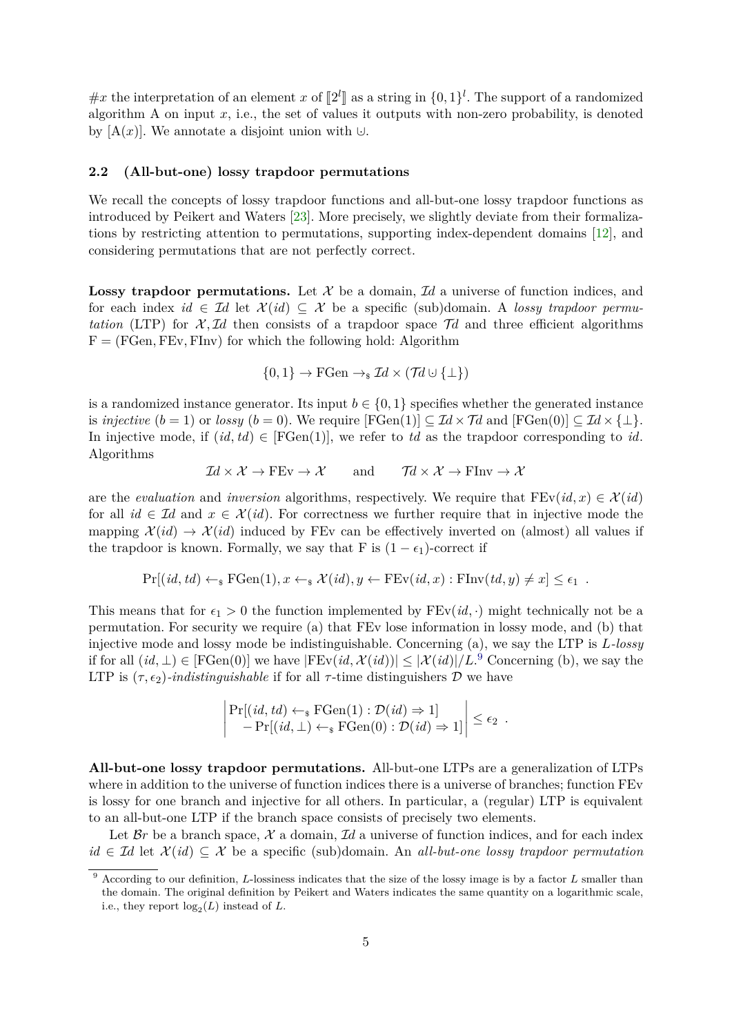$\#x$ the interpretation of an element $x$ of $[\![2^l]\!]$ as a string in $\{0,1\}^l$. The support of a randomized algorithm A on input $x$, i.e., the set of values it outputs with non-zero probability, is denoted by $[\mathrm{A}(x)]$. We annotate a disjoint union with $\uplus$.

### 2.2 (All-but-one) lossy trapdoor permutations

We recall the concepts of lossy trapdoor functions and all-but-one lossy trapdoor functions as introduced by Peikert and Waters [23]. More precisely, we slightly deviate from their formalizations by restricting attention to permutations, supporting index-dependent domains [12], and considering permutations that are not perfectly correct.

**Lossy trapdoor permutations.** Let $\mathcal{X}$ be a domain, $\mathcal{Id}$ a universe of function indices, and for each index $id \in \mathcal{Id}$ let $\mathcal{X}(id) \subseteq \mathcal{X}$ be a specific (sub)domain. A *lossy trapdoor permutation* (LTP) for $\mathcal{X}, \mathcal{Id}$ then consists of a trapdoor space $\mathcal{Td}$ and three efficient algorithms $\mathrm{F} = (\mathrm{FGen}, \mathrm{FEv}, \mathrm{FInv})$ for which the following hold: Algorithm

$$\{0,1\} \to \mathrm{FGen} \to_{\$} \mathcal{Id} \times (\mathcal{Td} \uplus \{\bot\})$$

is a randomized instance generator. Its input $b \in \{0,1\}$ specifies whether the generated instance is *injective* ($b = 1$) or *lossy* ($b = 0$). We require $[\mathrm{FGen}(1)] \subseteq \mathcal{Id} \times \mathcal{Td}$ and $[\mathrm{FGen}(0)] \subseteq \mathcal{Id} \times \{\bot\}$. In injective mode, if $(id, td) \in [\mathrm{FGen}(1)]$, we refer to $td$ as the trapdoor corresponding to $id$. Algorithms

$$\mathcal{Id} \times \mathcal{X} \to \mathrm{FEv} \to \mathcal{X} \qquad \text{and} \qquad \mathcal{Td} \times \mathcal{X} \to \mathrm{FInv} \to \mathcal{X}$$

are the *evaluation* and *inversion* algorithms, respectively. We require that $\mathrm{FEv}(id, x) \in \mathcal{X}(id)$ for all $id \in \mathcal{Id}$ and $x \in \mathcal{X}(id)$. For correctness we further require that in injective mode the mapping $\mathcal{X}(id) \to \mathcal{X}(id)$ induced by FEv can be effectively inverted on (almost) all values if the trapdoor is known. Formally, we say that F is $(1 - \epsilon_1)$-correct if

$$\Pr[(id, td) \leftarrow_{\$} \mathrm{FGen}(1), x \leftarrow_{\$} \mathcal{X}(id), y \leftarrow \mathrm{FEv}(id, x) : \mathrm{FInv}(td, y) \neq x] \leq \epsilon_1 \ .$$

This means that for $\epsilon_1 > 0$ the function implemented by $\mathrm{FEv}(id, \cdot)$ might technically not be a permutation. For security we require (a) that FEv lose information in lossy mode, and (b) that injective mode and lossy mode be indistinguishable. Concerning (a), we say the LTP is *$L$-lossy* if for all $(id, \bot) \in [\mathrm{FGen}(0)]$ we have $|\mathrm{FEv}(id, \mathcal{X}(id))| \leq |\mathcal{X}(id)|/L$.[9] Concerning (b), we say the LTP is *$(\tau, \epsilon_2)$-indistinguishable* if for all $\tau$-time distinguishers $\mathcal{D}$ we have

$$\left| \begin{array}{l} \Pr[(id, td) \leftarrow_{\$} \mathrm{FGen}(1) : \mathcal{D}(id) \Rightarrow 1] \\ \quad - \Pr[(id, \bot) \leftarrow_{\$} \mathrm{FGen}(0) : \mathcal{D}(id) \Rightarrow 1] \end{array} \right| \leq \epsilon_2 \ .$$

**All-but-one lossy trapdoor permutations.** All-but-one LTPs are a generalization of LTPs where in addition to the universe of function indices there is a universe of branches; function FEv is lossy for one branch and injective for all others. In particular, a (regular) LTP is equivalent to an all-but-one LTP if the branch space consists of precisely two elements.

Let $\mathcal{Br}$ be a branch space, $\mathcal{X}$ a domain, $\mathcal{Id}$ a universe of function indices, and for each index $id \in \mathcal{Id}$ let $\mathcal{X}(id) \subseteq \mathcal{X}$ be a specific (sub)domain. An *all-but-one lossy trapdoor permutation*

[9] According to our definition, $L$-lossiness indicates that the size of the lossy image is by a factor $L$ smaller than the domain. The original definition by Peikert and Waters indicates the same quantity on a logarithmic scale, i.e., they report $\log_2(L)$ instead of $L$.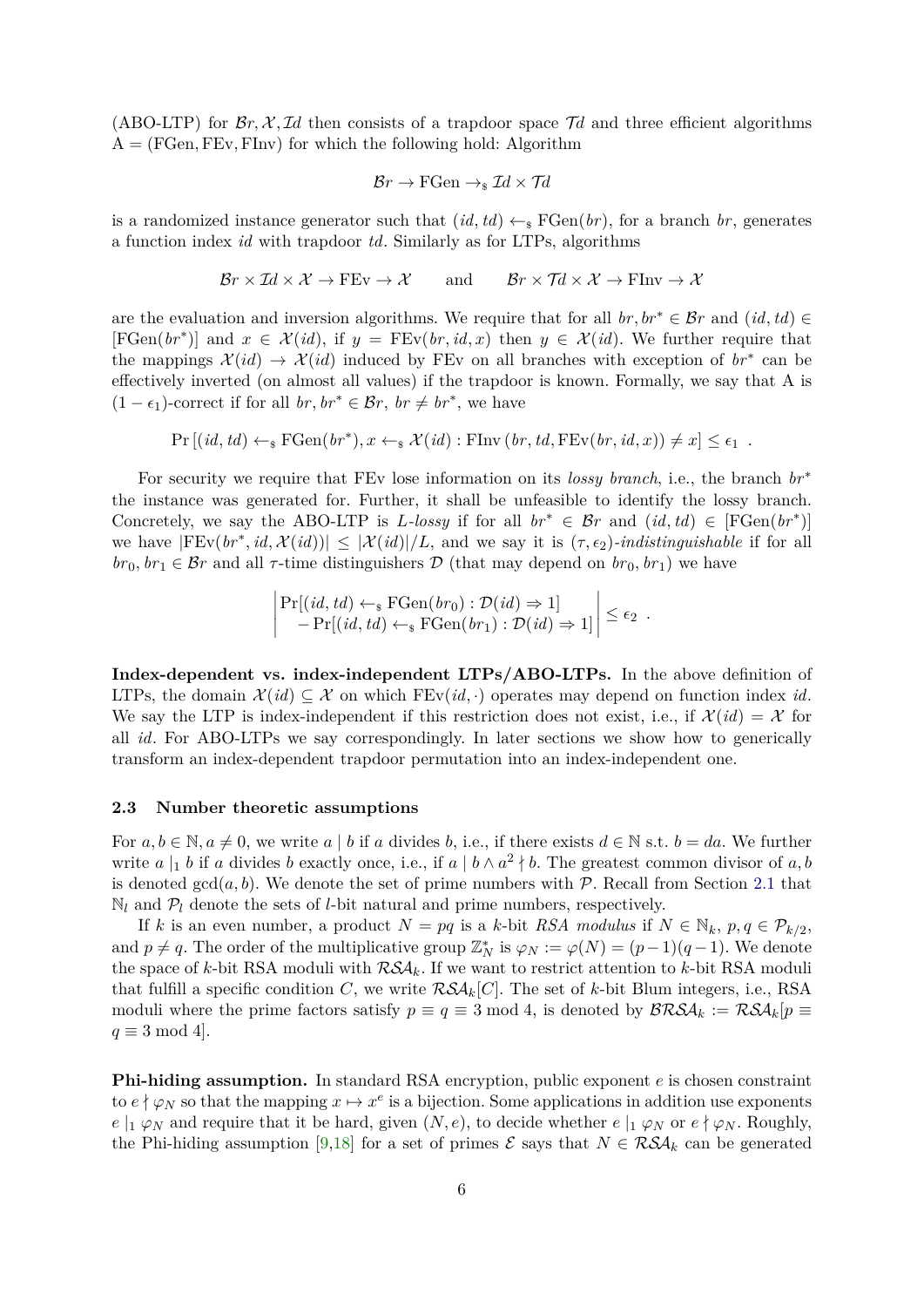(ABO-LTP) for $\mathcal{B}r, \mathcal{X}, \mathcal{I}d$ then consists of a trapdoor space $\mathcal{T}d$ and three efficient algorithms $\mathrm{A} = (\mathrm{FGen}, \mathrm{FEv}, \mathrm{FInv})$ for which the following hold: Algorithm

$$\mathcal{B}r \to \mathrm{FGen} \to_{\$} \mathcal{I}d \times \mathcal{T}d$$

is a randomized instance generator such that $(id, td) \leftarrow_{\$} \mathrm{FGen}(br)$, for a branch $br$, generates a function index $id$ with trapdoor $td$. Similarly as for LTPs, algorithms

$$\mathcal{B}r \times \mathcal{I}d \times \mathcal{X} \to \mathrm{FEv} \to \mathcal{X} \qquad \text{and} \qquad \mathcal{B}r \times \mathcal{T}d \times \mathcal{X} \to \mathrm{FInv} \to \mathcal{X}$$

are the evaluation and inversion algorithms. We require that for all $br, br^* \in \mathcal{B}r$ and $(id, td) \in [\mathrm{FGen}(br^*)]$ and $x \in \mathcal{X}(id)$, if $y = \mathrm{FEv}(br, id, x)$ then $y \in \mathcal{X}(id)$. We further require that the mappings $\mathcal{X}(id) \to \mathcal{X}(id)$ induced by FEv on all branches with exception of $br^*$ can be effectively inverted (on almost all values) if the trapdoor is known. Formally, we say that A is $(1-\epsilon_1)$-correct if for all $br, br^* \in \mathcal{B}r$, $br \neq br^*$, we have

$$\Pr\left[(id, td) \leftarrow_{\$} \mathrm{FGen}(br^*), x \leftarrow_{\$} \mathcal{X}(id) : \mathrm{FInv}\left(br, td, \mathrm{FEv}(br, id, x)\right) \neq x\right] \leq \epsilon_1 \ .$$

For security we require that FEv lose information on its *lossy branch*, i.e., the branch $br^*$ the instance was generated for. Further, it shall be unfeasible to identify the lossy branch. Concretely, we say the ABO-LTP is $L$*-lossy* if for all $br^* \in \mathcal{B}r$ and $(id, td) \in [\mathrm{FGen}(br^*)]$ we have $|\mathrm{FEv}(br^*, id, \mathcal{X}(id))| \leq |\mathcal{X}(id)|/L$, and we say it is $(\tau, \epsilon_2)$*-indistinguishable* if for all $br_0, br_1 \in \mathcal{B}r$ and all $\tau$-time distinguishers $\mathcal{D}$ (that may depend on $br_0, br_1$) we have

$$\left| \begin{array}{l} \Pr[(id, td) \leftarrow_{\$} \mathrm{FGen}(br_0) : \mathcal{D}(id) \Rightarrow 1] \\ \quad - \Pr[(id, td) \leftarrow_{\$} \mathrm{FGen}(br_1) : \mathcal{D}(id) \Rightarrow 1] \end{array} \right| \leq \epsilon_2 \ .$$

**Index-dependent vs. index-independent LTPs/ABO-LTPs.** In the above definition of LTPs, the domain $\mathcal{X}(id) \subseteq \mathcal{X}$ on which $\mathrm{FEv}(id, \cdot)$ operates may depend on function index $id$. We say the LTP is index-independent if this restriction does not exist, i.e., if $\mathcal{X}(id) = \mathcal{X}$ for all $id$. For ABO-LTPs we say correspondingly. In later sections we show how to generically transform an index-dependent trapdoor permutation into an index-independent one.

### 2.3 Number theoretic assumptions

For $a, b \in \mathbb{N}, a \neq 0$, we write $a \mid b$ if $a$ divides $b$, i.e., if there exists $d \in \mathbb{N}$ s.t. $b = da$. We further write $a \mid_1 b$ if $a$ divides $b$ exactly once, i.e., if $a \mid b \wedge a^2 \nmid b$. The greatest common divisor of $a, b$ is denoted $\gcd(a, b)$. We denote the set of prime numbers with $\mathcal{P}$. Recall from Section 2.1 that $\mathbb{N}_l$ and $\mathcal{P}_l$ denote the sets of $l$-bit natural and prime numbers, respectively.

If $k$ is an even number, a product $N = pq$ is a $k$-bit *RSA modulus* if $N \in \mathbb{N}_k$, $p, q \in \mathcal{P}_{k/2}$, and $p \neq q$. The order of the multiplicative group $\mathbb{Z}_N^*$ is $\varphi_N := \varphi(N) = (p-1)(q-1)$. We denote the space of $k$-bit RSA moduli with $\mathcal{RSA}_k$. If we want to restrict attention to $k$-bit RSA moduli that fulfill a specific condition $C$, we write $\mathcal{RSA}_k[C]$. The set of $k$-bit Blum integers, i.e., RSA moduli where the prime factors satisfy $p \equiv q \equiv 3 \bmod 4$, is denoted by $\mathcal{BRSA}_k := \mathcal{RSA}_k[p \equiv q \equiv 3 \bmod 4]$.

**Phi-hiding assumption.** In standard RSA encryption, public exponent $e$ is chosen constraint to $e \nmid \varphi_N$ so that the mapping $x \mapsto x^e$ is a bijection. Some applications in addition use exponents $e \mid_1 \varphi_N$ and require that it be hard, given $(N, e)$, to decide whether $e \mid_1 \varphi_N$ or $e \nmid \varphi_N$. Roughly, the Phi-hiding assumption [9,18] for a set of primes $\mathcal{E}$ says that $N \in \mathcal{RSA}_k$ can be generated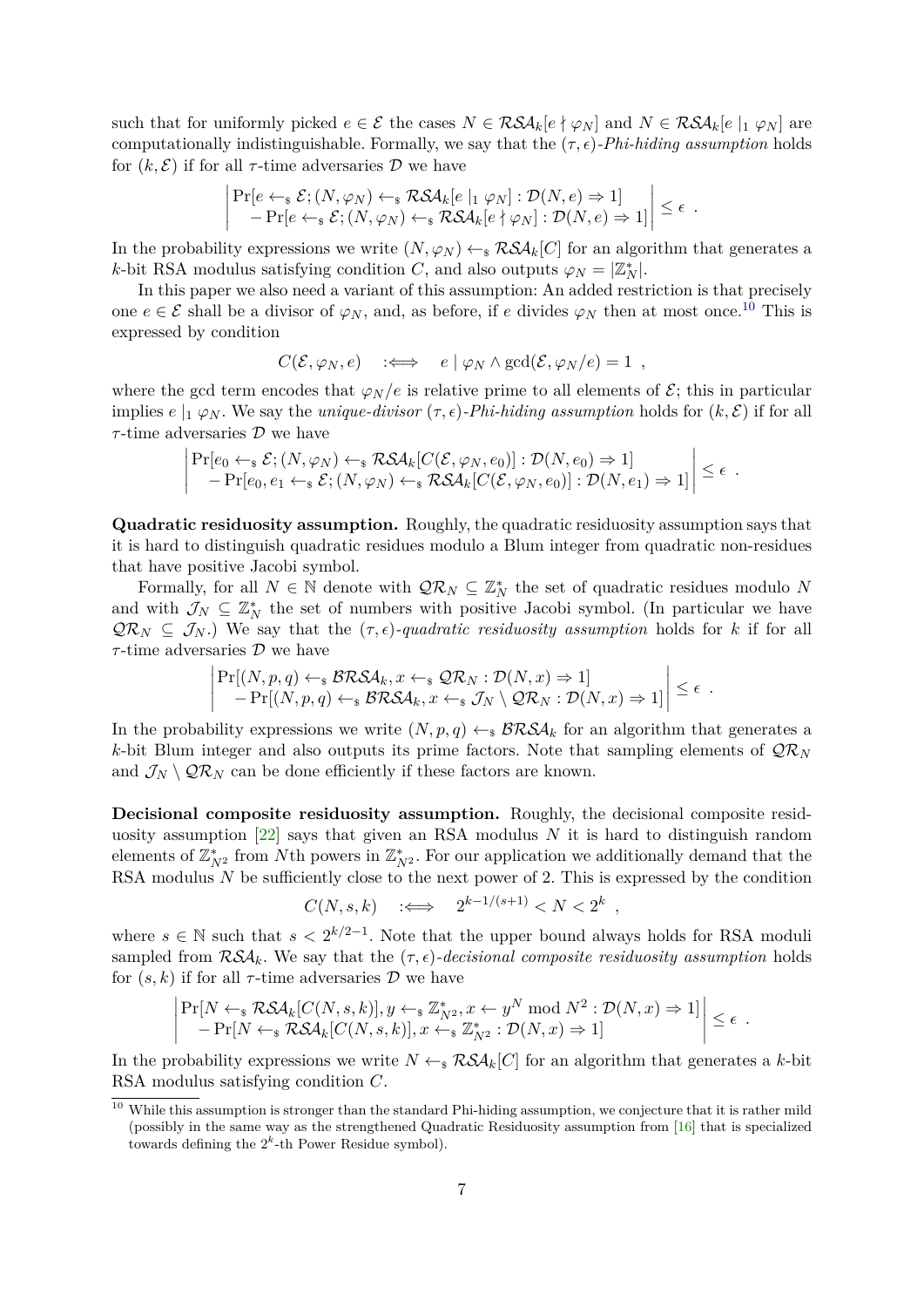such that for uniformly picked $e \in \mathcal{E}$ the cases $N \in \mathcal{RSA}_k[e \nmid \varphi_N]$ and $N \in \mathcal{RSA}_k[e \mid_1 \varphi_N]$ are computationally indistinguishable. Formally, we say that the $(\tau, \epsilon)$-*Phi-hiding assumption* holds for $(k, \mathcal{E})$ if for all $\tau$-time adversaries $\mathcal{D}$ we have

$$\left| \begin{array}{l} \Pr[e \leftarrow_\$ \mathcal{E}; (N, \varphi_N) \leftarrow_\$ \mathcal{RSA}_k[e \mid_1 \varphi_N] : \mathcal{D}(N, e) \Rightarrow 1] \\ \quad - \Pr[e \leftarrow_\$ \mathcal{E}; (N, \varphi_N) \leftarrow_\$ \mathcal{RSA}_k[e \nmid \varphi_N] : \mathcal{D}(N, e) \Rightarrow 1] \end{array} \right| \leq \epsilon \ .$$

In the probability expressions we write $(N, \varphi_N) \leftarrow_\$ \mathcal{RSA}_k[C]$ for an algorithm that generates a $k$-bit RSA modulus satisfying condition $C$, and also outputs $\varphi_N = |\mathbb{Z}_N^*|$.

In this paper we also need a variant of this assumption: An added restriction is that precisely one $e \in \mathcal{E}$ shall be a divisor of $\varphi_N$, and, as before, if $e$ divides $\varphi_N$ then at most once.[10] This is expressed by condition

$$C(\mathcal{E}, \varphi_N, e) \quad :\Longleftrightarrow \quad e \mid \varphi_N \wedge \gcd(\mathcal{E}, \varphi_N/e) = 1 \ ,$$

where the gcd term encodes that $\varphi_N/e$ is relative prime to all elements of $\mathcal{E}$; this in particular implies $e \mid_1 \varphi_N$. We say the *unique-divisor* $(\tau, \epsilon)$-*Phi-hiding assumption* holds for $(k, \mathcal{E})$ if for all $\tau$-time adversaries $\mathcal{D}$ we have

$$\left| \begin{array}{l} \Pr[e_0 \leftarrow_\$ \mathcal{E}; (N, \varphi_N) \leftarrow_\$ \mathcal{RSA}_k[C(\mathcal{E}, \varphi_N, e_0)] : \mathcal{D}(N, e_0) \Rightarrow 1] \\ \quad - \Pr[e_0, e_1 \leftarrow_\$ \mathcal{E}; (N, \varphi_N) \leftarrow_\$ \mathcal{RSA}_k[C(\mathcal{E}, \varphi_N, e_0)] : \mathcal{D}(N, e_1) \Rightarrow 1] \end{array} \right| \leq \epsilon \ .$$

**Quadratic residuosity assumption.** Roughly, the quadratic residuosity assumption says that it is hard to distinguish quadratic residues modulo a Blum integer from quadratic non-residues that have positive Jacobi symbol.

Formally, for all $N \in \mathbb{N}$ denote with $\mathcal{QR}_N \subseteq \mathbb{Z}_N^*$ the set of quadratic residues modulo $N$ and with $\mathcal{J}_N \subseteq \mathbb{Z}_N^*$ the set of numbers with positive Jacobi symbol. (In particular we have $\mathcal{QR}_N \subseteq \mathcal{J}_N$.) We say that the $(\tau, \epsilon)$-*quadratic residuosity assumption* holds for $k$ if for all $\tau$-time adversaries $\mathcal{D}$ we have

$$\left| \begin{array}{l} \Pr[(N, p, q) \leftarrow_\$ \mathcal{BRSA}_k, x \leftarrow_\$ \mathcal{QR}_N : \mathcal{D}(N, x) \Rightarrow 1] \\ \quad - \Pr[(N, p, q) \leftarrow_\$ \mathcal{BRSA}_k, x \leftarrow_\$ \mathcal{J}_N \setminus \mathcal{QR}_N : \mathcal{D}(N, x) \Rightarrow 1] \end{array} \right| \leq \epsilon \ .$$

In the probability expressions we write $(N, p, q) \leftarrow_\$ \mathcal{BRSA}_k$ for an algorithm that generates a $k$-bit Blum integer and also outputs its prime factors. Note that sampling elements of $\mathcal{QR}_N$ and $\mathcal{J}_N \setminus \mathcal{QR}_N$ can be done efficiently if these factors are known.

**Decisional composite residuosity assumption.** Roughly, the decisional composite residuosity assumption [22] says that given an RSA modulus $N$ it is hard to distinguish random elements of $\mathbb{Z}_{N^2}^*$ from $N$th powers in $\mathbb{Z}_{N^2}^*$. For our application we additionally demand that the RSA modulus $N$ be sufficiently close to the next power of 2. This is expressed by the condition

$$C(N, s, k) \quad :\Longleftrightarrow \quad 2^{k-1/(s+1)} < N < 2^k \ ,$$

where $s \in \mathbb{N}$ such that $s < 2^{k/2-1}$. Note that the upper bound always holds for RSA moduli sampled from $\mathcal{RSA}_k$. We say that the $(\tau, \epsilon)$-*decisional composite residuosity assumption* holds for $(s, k)$ if for all $\tau$-time adversaries $\mathcal{D}$ we have

$$\left| \begin{array}{l} \Pr[N \leftarrow_\$ \mathcal{RSA}_k[C(N, s, k)], y \leftarrow_\$ \mathbb{Z}_{N^2}^*, x \leftarrow y^N \bmod N^2 : \mathcal{D}(N, x) \Rightarrow 1] \\ \quad - \Pr[N \leftarrow_\$ \mathcal{RSA}_k[C(N, s, k)], x \leftarrow_\$ \mathbb{Z}_{N^2}^* : \mathcal{D}(N, x) \Rightarrow 1] \end{array} \right| \leq \epsilon \ .$$

In the probability expressions we write $N \leftarrow_\$ \mathcal{RSA}_k[C]$ for an algorithm that generates a $k$-bit RSA modulus satisfying condition $C$.

---

[10] While this assumption is stronger than the standard Phi-hiding assumption, we conjecture that it is rather mild (possibly in the same way as the strengthened Quadratic Residuosity assumption from [16] that is specialized towards defining the $2^k$-th Power Residue symbol).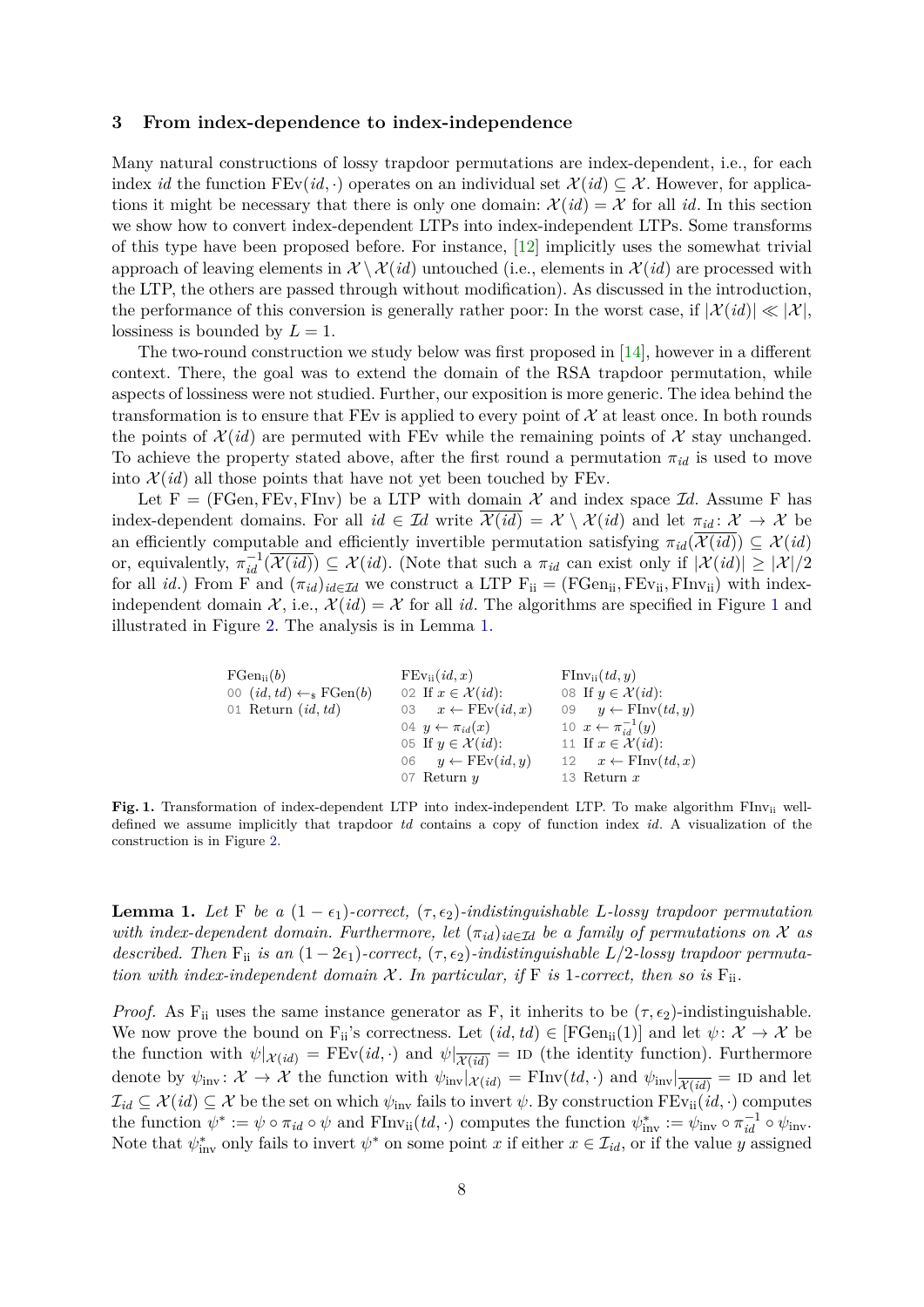## 3 From index-dependence to index-independence

Many natural constructions of lossy trapdoor permutations are index-dependent, i.e., for each index $id$ the function $\mathrm{FEv}(id, \cdot)$ operates on an individual set $\mathcal{X}(id) \subseteq \mathcal{X}$. However, for applications it might be necessary that there is only one domain: $\mathcal{X}(id) = \mathcal{X}$ for all $id$. In this section we show how to convert index-dependent LTPs into index-independent LTPs. Some transforms of this type have been proposed before. For instance, [12] implicitly uses the somewhat trivial approach of leaving elements in $\mathcal{X} \setminus \mathcal{X}(id)$ untouched (i.e., elements in $\mathcal{X}(id)$ are processed with the LTP, the others are passed through without modification). As discussed in the introduction, the performance of this conversion is generally rather poor: In the worst case, if $|\mathcal{X}(id)| \ll |\mathcal{X}|$, lossiness is bounded by $L = 1$.

The two-round construction we study below was first proposed in [14], however in a different context. There, the goal was to extend the domain of the RSA trapdoor permutation, while aspects of lossiness were not studied. Further, our exposition is more generic. The idea behind the transformation is to ensure that FEv is applied to every point of $\mathcal{X}$ at least once. In both rounds the points of $\mathcal{X}(id)$ are permuted with FEv while the remaining points of $\mathcal{X}$ stay unchanged. To achieve the property stated above, after the first round a permutation $\pi_{id}$ is used to move into $\mathcal{X}(id)$ all those points that have not yet been touched by FEv.

Let $\mathrm{F} = (\mathrm{FGen}, \mathrm{FEv}, \mathrm{FInv})$ be a LTP with domain $\mathcal{X}$ and index space $\mathcal{I}d$. Assume F has index-dependent domains. For all $id \in \mathcal{I}d$ write $\overline{\mathcal{X}(id)} = \mathcal{X} \setminus \mathcal{X}(id)$ and let $\pi_{id} \colon \mathcal{X} \to \mathcal{X}$ be an efficiently computable and efficiently invertible permutation satisfying $\pi_{id}(\overline{\mathcal{X}(id)}) \subseteq \mathcal{X}(id)$ or, equivalently, $\pi_{id}^{-1}(\overline{\mathcal{X}(id)}) \subseteq \mathcal{X}(id)$. (Note that such a $\pi_{id}$ can exist only if $|\mathcal{X}(id)| \geq |\mathcal{X}|/2$ for all $id$.) From F and $(\pi_{id})_{id \in \mathcal{I}d}$ we construct a LTP $\mathrm{F}_{\mathrm{ii}} = (\mathrm{FGen}_{\mathrm{ii}}, \mathrm{FEv}_{\mathrm{ii}}, \mathrm{FInv}_{\mathrm{ii}})$ with index-independent domain $\mathcal{X}$, i.e., $\mathcal{X}(id) = \mathcal{X}$ for all $id$. The algorithms are specified in Figure 1 and illustrated in Figure 2. The analysis is in Lemma 1.

```
FGen_ii(b)                 FEv_ii(id, x)              FInv_ii(td, y)
00 (id, td) ←$ FGen(b)     02 If x ∈ X(id):           08 If y ∈ X(id):
01 Return (id, td)         03    x ← FEv(id, x)       09    y ← FInv(td, y)
                           04 y ← π_id(x)             10 x ← π_id^{-1}(y)
                           05 If y ∈ X(id):           11 If x ∈ X(id):
                           06    y ← FEv(id, y)       12    x ← FInv(td, x)
                           07 Return y                13 Return x
```

**Fig. 1.** Transformation of index-dependent LTP into index-independent LTP. To make algorithm $\mathrm{FInv}_{\mathrm{ii}}$ well-defined we assume implicitly that trapdoor $td$ contains a copy of function index $id$. A visualization of the construction is in Figure 2.

**Lemma 1.** *Let* F *be a* $(1 - \epsilon_1)$*-correct,* $(\tau, \epsilon_2)$*-indistinguishable* $L$*-lossy trapdoor permutation with index-dependent domain. Furthermore, let* $(\pi_{id})_{id \in \mathcal{I}d}$ *be a family of permutations on* $\mathcal{X}$ *as described. Then* $\mathrm{F}_{\mathrm{ii}}$ *is an* $(1 - 2\epsilon_1)$*-correct,* $(\tau, \epsilon_2)$*-indistinguishable* $L/2$*-lossy trapdoor permutation with index-independent domain* $\mathcal{X}$*. In particular, if* F *is* 1*-correct, then so is* $\mathrm{F}_{\mathrm{ii}}$*.*

*Proof.* As $\mathrm{F}_{\mathrm{ii}}$ uses the same instance generator as F, it inherits to be $(\tau, \epsilon_2)$-indistinguishable. We now prove the bound on $\mathrm{F}_{\mathrm{ii}}$'s correctness. Let $(id, td) \in [\mathrm{FGen}_{\mathrm{ii}}(1)]$ and let $\psi \colon \mathcal{X} \to \mathcal{X}$ be the function with $\psi|_{\mathcal{X}(id)} = \mathrm{FEv}(id, \cdot)$ and $\psi|_{\overline{\mathcal{X}(id)}} = \mathrm{ID}$ (the identity function). Furthermore denote by $\psi_{\mathrm{inv}} \colon \mathcal{X} \to \mathcal{X}$ the function with $\psi_{\mathrm{inv}}|_{\mathcal{X}(id)} = \mathrm{FInv}(td, \cdot)$ and $\psi_{\mathrm{inv}}|_{\overline{\mathcal{X}(id)}} = \mathrm{ID}$ and let $\mathcal{I}_{id} \subseteq \mathcal{X}(id) \subseteq \mathcal{X}$ be the set on which $\psi_{\mathrm{inv}}$ fails to invert $\psi$. By construction $\mathrm{FEv}_{\mathrm{ii}}(id, \cdot)$ computes the function $\psi^* := \psi \circ \pi_{id} \circ \psi$ and $\mathrm{FInv}_{\mathrm{ii}}(td, \cdot)$ computes the function $\psi^*_{\mathrm{inv}} := \psi_{\mathrm{inv}} \circ \pi_{id}^{-1} \circ \psi_{\mathrm{inv}}$. Note that $\psi^*_{\mathrm{inv}}$ only fails to invert $\psi^*$ on some point $x$ if either $x \in \mathcal{I}_{id}$, or if the value $y$ assigned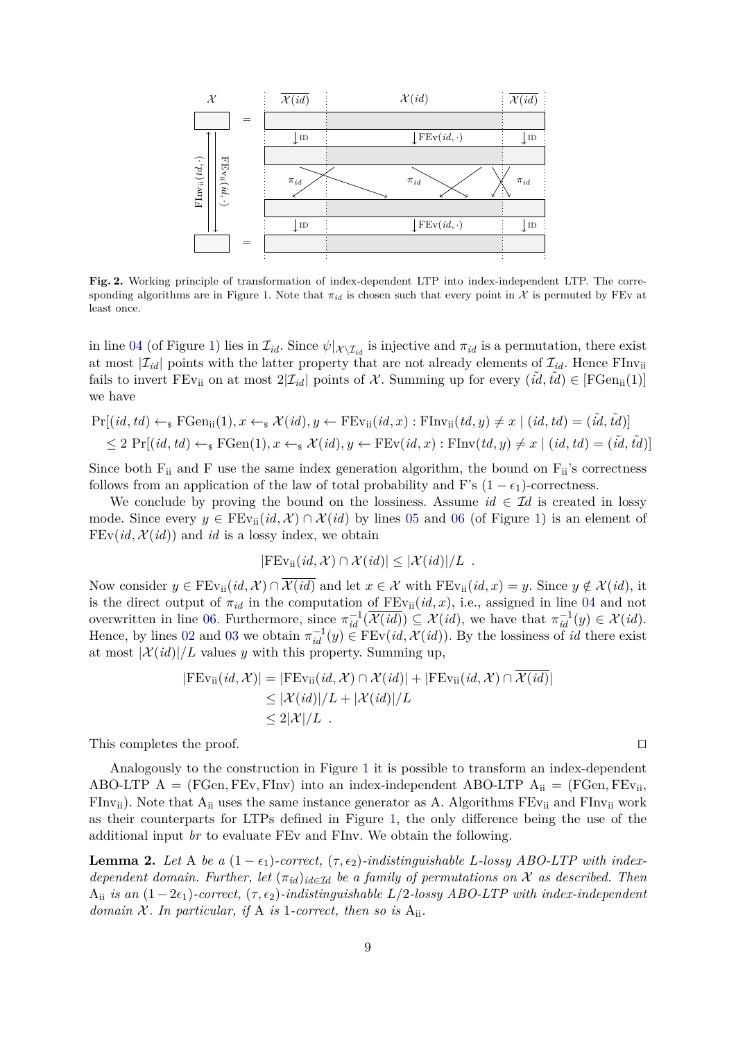$\mathcal{X}$ $\overline{\mathcal{X}(id)}$ $\mathcal{X}(id)$ $\overline{\mathcal{X}(id)}$

=

ID $\text{FEv}(id,\cdot)$ ID

$\text{FInv}_{\text{ii}}(td,\cdot)$ $\text{FEv}_{\text{ii}}(id,\cdot)$

$\pi_{id}$ $\pi_{id}$ $\pi_{id}$

ID $\text{FEv}(id,\cdot)$ ID

=

**Fig. 2.** Working principle of transformation of index-dependent LTP into index-independent LTP. The corresponding algorithms are in Figure 1. Note that $\pi_{id}$ is chosen such that every point in $\mathcal{X}$ is permuted by FEv at least once.

in line 04 (of Figure 1) lies in $\mathcal{I}_{id}$. Since $\psi|_{\mathcal{X}\setminus\mathcal{I}_{id}}$ is injective and $\pi_{id}$ is a permutation, there exist at most $|\mathcal{I}_{id}|$ points with the latter property that are not already elements of $\mathcal{I}_{id}$. Hence $\text{FInv}_{\text{ii}}$ fails to invert $\text{FEv}_{\text{ii}}$ on at most $2|\mathcal{I}_{id}|$ points of $\mathcal{X}$. Summing up for every $(\tilde{id}, \tilde{td}) \in [\text{FGen}_{\text{ii}}(1)]$ we have

$$\begin{aligned}
&\Pr[(id,td) \leftarrow_\$ \text{FGen}_{\text{ii}}(1), x \leftarrow_\$ \mathcal{X}(id), y \leftarrow \text{FEv}_{\text{ii}}(id,x) : \text{FInv}_{\text{ii}}(td,y) \neq x \mid (id,td) = (\tilde{id},\tilde{td})] \\
&\quad \leq 2 \Pr[(id,td) \leftarrow_\$ \text{FGen}(1), x \leftarrow_\$ \mathcal{X}(id), y \leftarrow \text{FEv}(id,x) : \text{FInv}(td,y) \neq x \mid (id,td) = (\tilde{id},\tilde{td})]
\end{aligned}$$

Since both $\text{F}_{\text{ii}}$ and F use the same index generation algorithm, the bound on $\text{F}_{\text{ii}}$'s correctness follows from an application of the law of total probability and F's $(1-\epsilon_1)$-correctness.

We conclude by proving the bound on the lossiness. Assume $id \in \mathcal{I}d$ is created in lossy mode. Since every $y \in \text{FEv}_{\text{ii}}(id,\mathcal{X}) \cap \mathcal{X}(id)$ by lines 05 and 06 (of Figure 1) is an element of $\text{FEv}(id,\mathcal{X}(id))$ and $id$ is a lossy index, we obtain

$$|\text{FEv}_{\text{ii}}(id,\mathcal{X}) \cap \mathcal{X}(id)| \leq |\mathcal{X}(id)|/L \enspace .$$

Now consider $y \in \text{FEv}_{\text{ii}}(id,\mathcal{X}) \cap \overline{\mathcal{X}(id)}$ and let $x \in \mathcal{X}$ with $\text{FEv}_{\text{ii}}(id,x) = y$. Since $y \notin \mathcal{X}(id)$, it is the direct output of $\pi_{id}$ in the computation of $\text{FEv}_{\text{ii}}(id,x)$, i.e., assigned in line 04 and not overwritten in line 06. Furthermore, since $\pi_{id}^{-1}(\overline{\mathcal{X}(id)}) \subseteq \mathcal{X}(id)$, we have that $\pi_{id}^{-1}(y) \in \mathcal{X}(id)$. Hence, by lines 02 and 03 we obtain $\pi_{id}^{-1}(y) \in \text{FEv}(id,\mathcal{X}(id))$. By the lossiness of $id$ there exist at most $|\mathcal{X}(id)|/L$ values $y$ with this property. Summing up,

$$\begin{aligned}
|\text{FEv}_{\text{ii}}(id,\mathcal{X})| &= |\text{FEv}_{\text{ii}}(id,\mathcal{X}) \cap \mathcal{X}(id)| + |\text{FEv}_{\text{ii}}(id,\mathcal{X}) \cap \overline{\mathcal{X}(id)}| \\
&\leq |\mathcal{X}(id)|/L + |\mathcal{X}(id)|/L \\
&\leq 2|\mathcal{X}|/L \enspace .
\end{aligned}$$

This completes the proof. □

Analogously to the construction in Figure 1 it is possible to transform an index-dependent ABO-LTP $\text{A} = (\text{FGen}, \text{FEv}, \text{FInv})$ into an index-independent ABO-LTP $\text{A}_{\text{ii}} = (\text{FGen}, \text{FEv}_{\text{ii}}, \text{FInv}_{\text{ii}})$. Note that $\text{A}_{\text{ii}}$ uses the same instance generator as A. Algorithms $\text{FEv}_{\text{ii}}$ and $\text{FInv}_{\text{ii}}$ work as their counterparts for LTPs defined in Figure 1, the only difference being the use of the additional input $br$ to evaluate FEv and FInv. We obtain the following.

**Lemma 2.** *Let* A *be a* $(1-\epsilon_1)$*-correct,* $(\tau,\epsilon_2)$*-indistinguishable* $L$*-lossy ABO-LTP with index-dependent domain. Further, let* $(\pi_{id})_{id \in \mathcal{I}d}$ *be a family of permutations on* $\mathcal{X}$ *as described. Then* $\text{A}_{\text{ii}}$ *is an* $(1-2\epsilon_1)$*-correct,* $(\tau,\epsilon_2)$*-indistinguishable* $L/2$*-lossy ABO-LTP with index-independent domain* $\mathcal{X}$*. In particular, if* A *is* 1*-correct, then so is* $\text{A}_{\text{ii}}$*.*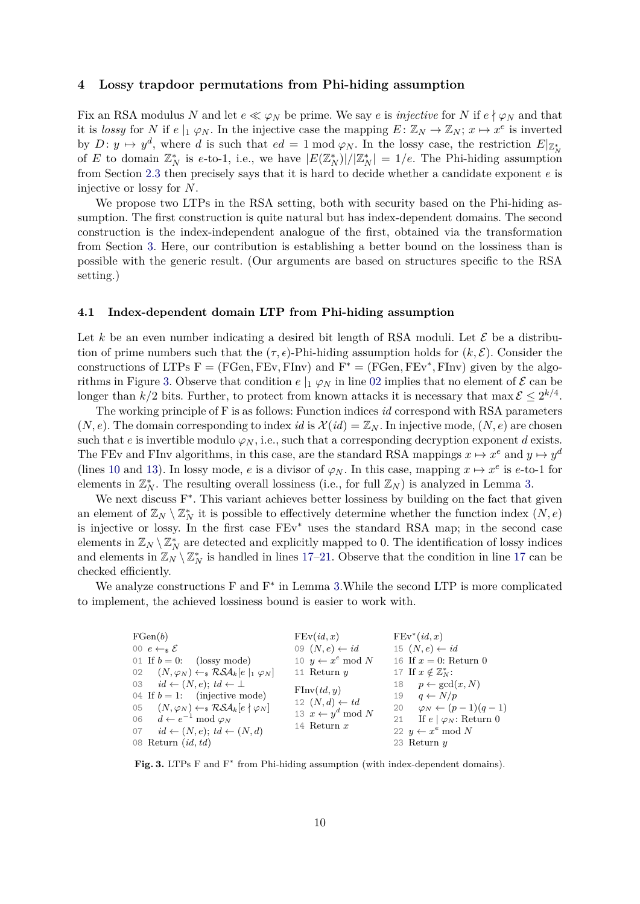## 4 Lossy trapdoor permutations from Phi-hiding assumption

Fix an RSA modulus $N$ and let $e \ll \varphi_N$ be prime. We say $e$ is *injective* for $N$ if $e \nmid \varphi_N$ and that it is *lossy* for $N$ if $e \mid_1 \varphi_N$. In the injective case the mapping $E\colon \mathbb{Z}_N \to \mathbb{Z}_N;\, x \mapsto x^e$ is inverted by $D\colon y \mapsto y^d$, where $d$ is such that $ed = 1 \bmod \varphi_N$. In the lossy case, the restriction $E|_{\mathbb{Z}_N^*}$ of $E$ to domain $\mathbb{Z}_N^*$ is $e$-to-1, i.e., we have $|E(\mathbb{Z}_N^*)|/|\mathbb{Z}_N^*| = 1/e$. The Phi-hiding assumption from Section 2.3 then precisely says that it is hard to decide whether a candidate exponent $e$ is injective or lossy for $N$.

We propose two LTPs in the RSA setting, both with security based on the Phi-hiding assumption. The first construction is quite natural but has index-dependent domains. The second construction is the index-independent analogue of the first, obtained via the transformation from Section 3. Here, our contribution is establishing a better bound on the lossiness than is possible with the generic result. (Our arguments are based on structures specific to the RSA setting.)

### 4.1 Index-dependent domain LTP from Phi-hiding assumption

Let $k$ be an even number indicating a desired bit length of RSA moduli. Let $\mathcal{E}$ be a distribution of prime numbers such that the $(\tau, \epsilon)$-Phi-hiding assumption holds for $(k, \mathcal{E})$. Consider the constructions of LTPs $\mathrm{F} = (\mathrm{FGen}, \mathrm{FEv}, \mathrm{FInv})$ and $\mathrm{F}^* = (\mathrm{FGen}, \mathrm{FEv}^*, \mathrm{FInv})$ given by the algorithms in Figure 3. Observe that condition $e \mid_1 \varphi_N$ in line 02 implies that no element of $\mathcal{E}$ can be longer than $k/2$ bits. Further, to protect from known attacks it is necessary that $\max \mathcal{E} \leq 2^{k/4}$.

The working principle of F is as follows: Function indices $id$ correspond with RSA parameters $(N, e)$. The domain corresponding to index $id$ is $\mathcal{X}(id) = \mathbb{Z}_N$. In injective mode, $(N, e)$ are chosen such that $e$ is invertible modulo $\varphi_N$, i.e., such that a corresponding decryption exponent $d$ exists. The FEv and FInv algorithms, in this case, are the standard RSA mappings $x \mapsto x^e$ and $y \mapsto y^d$ (lines 10 and 13). In lossy mode, $e$ is a divisor of $\varphi_N$. In this case, mapping $x \mapsto x^e$ is $e$-to-1 for elements in $\mathbb{Z}_N^*$. The resulting overall lossiness (i.e., for full $\mathbb{Z}_N$) is analyzed in Lemma 3.

We next discuss $\mathrm{F}^*$. This variant achieves better lossiness by building on the fact that given an element of $\mathbb{Z}_N \setminus \mathbb{Z}_N^*$ it is possible to effectively determine whether the function index $(N, e)$ is injective or lossy. In the first case $\mathrm{FEv}^*$ uses the standard RSA map; in the second case elements in $\mathbb{Z}_N \setminus \mathbb{Z}_N^*$ are detected and explicitly mapped to 0. The identification of lossy indices and elements in $\mathbb{Z}_N \setminus \mathbb{Z}_N^*$ is handled in lines 17–21. Observe that the condition in line 17 can be checked efficiently.

We analyze constructions F and $\mathrm{F}^*$ in Lemma 3.While the second LTP is more complicated to implement, the achieved lossiness bound is easier to work with.

```
FGen(b)
00 e ←$ ℰ
01 If b = 0:    (lossy mode)
02    (N, φ_N) ←$ RSA_k[e |_1 φ_N]
03    id ← (N, e); td ← ⊥
04 If b = 1:    (injective mode)
05    (N, φ_N) ←$ RSA_k[e ∤ φ_N]
06    d ← e^{-1} mod φ_N
07    id ← (N, e); td ← (N, d)
08 Return (id, td)

FEv(id, x)
09 (N, e) ← id
10 y ← x^e mod N
11 Return y

FInv(td, y)
12 (N, d) ← td
13 x ← y^d mod N
14 Return x

FEv*(id, x)
15 (N, e) ← id
16 If x = 0: Return 0
17 If x ∉ Z*_N:
18    p ← gcd(x, N)
19    q ← N/p
20    φ_N ← (p − 1)(q − 1)
21    If e | φ_N: Return 0
22 y ← x^e mod N
23 Return y
```

**Fig. 3.** LTPs F and $\mathrm{F}^*$ from Phi-hiding assumption (with index-dependent domains).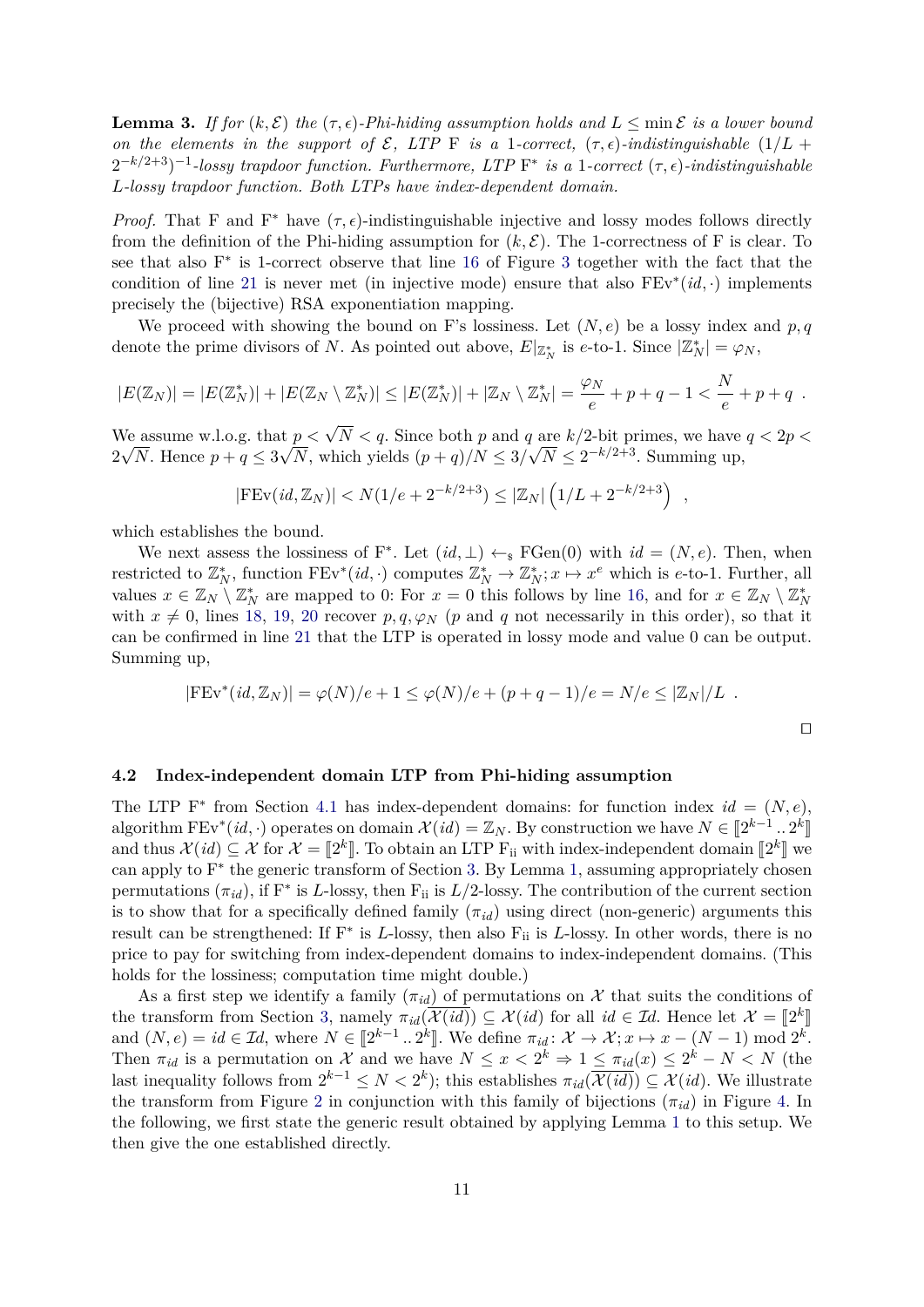**Lemma 3.** *If for $(k, \mathcal{E})$ the $(\tau, \epsilon)$-Phi-hiding assumption holds and $L \le \min \mathcal{E}$ is a lower bound on the elements in the support of $\mathcal{E}$, LTP* F *is a 1-correct, $(\tau, \epsilon)$-indistinguishable $(1/L + 2^{-k/2+3})^{-1}$-lossy trapdoor function. Furthermore, LTP* $\mathrm{F}^*$ *is a 1-correct $(\tau, \epsilon)$-indistinguishable $L$-lossy trapdoor function. Both LTPs have index-dependent domain.*

*Proof.* That F and $\mathrm{F}^*$ have $(\tau, \epsilon)$-indistinguishable injective and lossy modes follows directly from the definition of the Phi-hiding assumption for $(k, \mathcal{E})$. The 1-correctness of F is clear. To see that also $\mathrm{F}^*$ is 1-correct observe that line 16 of Figure 3 together with the fact that the condition of line 21 is never met (in injective mode) ensure that also $\mathrm{FEv}^*(id, \cdot)$ implements precisely the (bijective) RSA exponentiation mapping.

We proceed with showing the bound on F's lossiness. Let $(N, e)$ be a lossy index and $p, q$ denote the prime divisors of $N$. As pointed out above, $E|_{\mathbb{Z}_N^*}$ is $e$-to-1. Since $|\mathbb{Z}_N^*| = \varphi_N$,

$$|E(\mathbb{Z}_N)| = |E(\mathbb{Z}_N^*)| + |E(\mathbb{Z}_N \setminus \mathbb{Z}_N^*)| \le |E(\mathbb{Z}_N^*)| + |\mathbb{Z}_N \setminus \mathbb{Z}_N^*| = \frac{\varphi_N}{e} + p + q - 1 < \frac{N}{e} + p + q \ .$$

We assume w.l.o.g. that $p < \sqrt{N} < q$. Since both $p$ and $q$ are $k/2$-bit primes, we have $q < 2p < 2\sqrt{N}$. Hence $p + q \le 3\sqrt{N}$, which yields $(p + q)/N \le 3/\sqrt{N} \le 2^{-k/2+3}$. Summing up,

$$|\mathrm{FEv}(id, \mathbb{Z}_N)| < N(1/e + 2^{-k/2+3}) \le |\mathbb{Z}_N| \left(1/L + 2^{-k/2+3}\right) \ ,$$

which establishes the bound.

We next assess the lossiness of $\mathrm{F}^*$. Let $(id, \perp) \leftarrow_{\$} \mathrm{FGen}(0)$ with $id = (N, e)$. Then, when restricted to $\mathbb{Z}_N^*$, function $\mathrm{FEv}^*(id, \cdot)$ computes $\mathbb{Z}_N^* \to \mathbb{Z}_N^*; x \mapsto x^e$ which is $e$-to-1. Further, all values $x \in \mathbb{Z}_N \setminus \mathbb{Z}_N^*$ are mapped to 0: For $x = 0$ this follows by line 16, and for $x \in \mathbb{Z}_N \setminus \mathbb{Z}_N^*$ with $x \neq 0$, lines 18, 19, 20 recover $p, q, \varphi_N$ ($p$ and $q$ not necessarily in this order), so that it can be confirmed in line 21 that the LTP is operated in lossy mode and value 0 can be output. Summing up,

$$|\mathrm{FEv}^*(id, \mathbb{Z}_N)| = \varphi(N)/e + 1 \le \varphi(N)/e + (p + q - 1)/e = N/e \le |\mathbb{Z}_N|/L \ .$$

$\square$

### 4.2 Index-independent domain LTP from Phi-hiding assumption

The LTP $\mathrm{F}^*$ from Section 4.1 has index-dependent domains: for function index $id = (N, e)$, algorithm $\mathrm{FEv}^*(id, \cdot)$ operates on domain $\mathcal{X}(id) = \mathbb{Z}_N$. By construction we have $N \in [\![2^{k-1} .. 2^k]\!]$ and thus $\mathcal{X}(id) \subseteq \mathcal{X}$ for $\mathcal{X} = [\![2^k]\!]$. To obtain an LTP $\mathrm{F}_{\mathrm{ii}}$ with index-independent domain $[\![2^k]\!]$ we can apply to $\mathrm{F}^*$ the generic transform of Section 3. By Lemma 1, assuming appropriately chosen permutations $(\pi_{id})$, if $\mathrm{F}^*$ is $L$-lossy, then $\mathrm{F}_{\mathrm{ii}}$ is $L/2$-lossy. The contribution of the current section is to show that for a specifically defined family $(\pi_{id})$ using direct (non-generic) arguments this result can be strengthened: If $\mathrm{F}^*$ is $L$-lossy, then also $\mathrm{F}_{\mathrm{ii}}$ is $L$-lossy. In other words, there is no price to pay for switching from index-dependent domains to index-independent domains. (This holds for the lossiness; computation time might double.)

As a first step we identify a family $(\pi_{id})$ of permutations on $\mathcal{X}$ that suits the conditions of the transform from Section 3, namely $\pi_{id}(\overline{\mathcal{X}(id)}) \subseteq \mathcal{X}(id)$ for all $id \in \mathcal{I}d$. Hence let $\mathcal{X} = [\![2^k]\!]$ and $(N, e) = id \in \mathcal{I}d$, where $N \in [\![2^{k-1} .. 2^k]\!]$. We define $\pi_{id} \colon \mathcal{X} \to \mathcal{X}; x \mapsto x - (N - 1) \bmod 2^k$. Then $\pi_{id}$ is a permutation on $\mathcal{X}$ and we have $N \le x < 2^k \Rightarrow 1 \le \pi_{id}(x) \le 2^k - N < N$ (the last inequality follows from $2^{k-1} \le N < 2^k$); this establishes $\pi_{id}(\overline{\mathcal{X}(id)}) \subseteq \mathcal{X}(id)$. We illustrate the transform from Figure 2 in conjunction with this family of bijections $(\pi_{id})$ in Figure 4. In the following, we first state the generic result obtained by applying Lemma 1 to this setup. We then give the one established directly.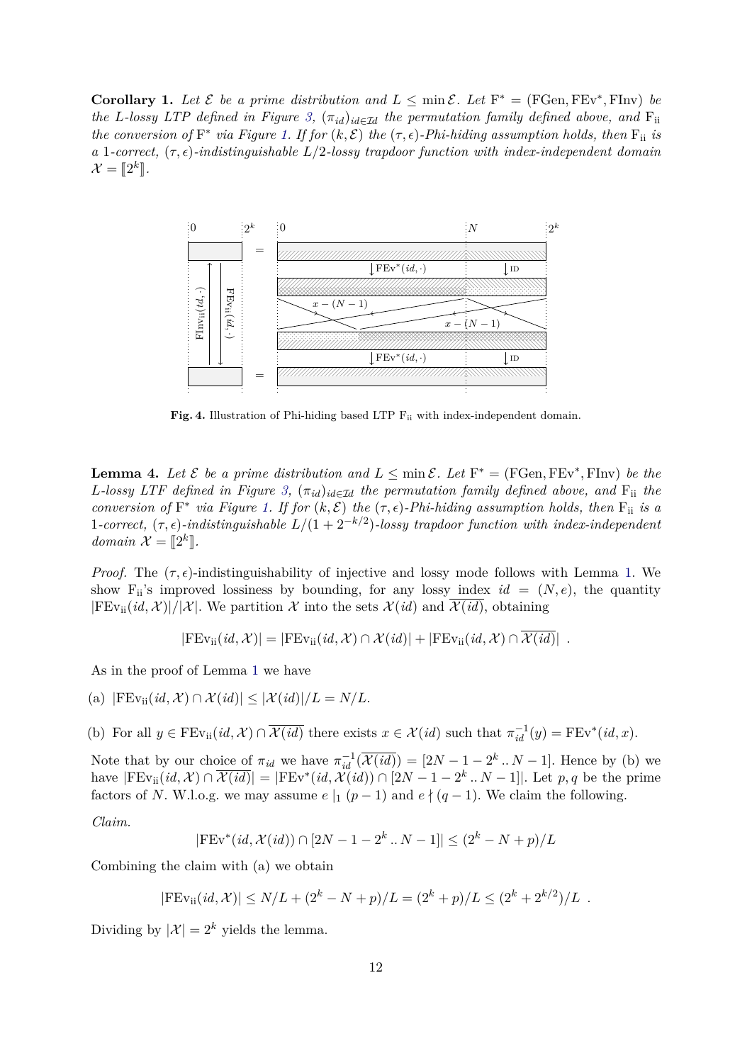**Corollary 1.** *Let $\mathcal{E}$ be a prime distribution and $L \leq \min \mathcal{E}$. Let $\mathrm{F}^* = (\mathrm{FGen}, \mathrm{FEv}^*, \mathrm{FInv})$ be the $L$-lossy LTP defined in Figure 3, $(\pi_{id})_{id \in \mathcal{I}d}$ the permutation family defined above, and $\mathrm{F}_{\mathrm{ii}}$ the conversion of $\mathrm{F}^*$ via Figure 1. If for $(k, \mathcal{E})$ the $(\tau, \epsilon)$-Phi-hiding assumption holds, then $\mathrm{F}_{\mathrm{ii}}$ is a 1-correct, $(\tau, \epsilon)$-indistinguishable $L/2$-lossy trapdoor function with index-independent domain $\mathcal{X} = [\![2^k]\!]$.*

0
$2^k$
0
$N$
$2^k$
=
$\mathrm{FEv}^*(id, \cdot)$
ID
$x - (N-1)$
$x - (N-1)$
$\mathrm{FEv}^*(id, \cdot)$
ID
=
$\mathrm{FInv}_{\mathrm{ii}}(td, \cdot)$
$\mathrm{FEv}_{\mathrm{ii}}(id, \cdot)$

**Fig. 4.** Illustration of Phi-hiding based LTP $\mathrm{F}_{\mathrm{ii}}$ with index-independent domain.

**Lemma 4.** *Let $\mathcal{E}$ be a prime distribution and $L \leq \min \mathcal{E}$. Let $\mathrm{F}^* = (\mathrm{FGen}, \mathrm{FEv}^*, \mathrm{FInv})$ be the $L$-lossy LTF defined in Figure 3, $(\pi_{id})_{id \in \mathcal{I}d}$ the permutation family defined above, and $\mathrm{F}_{\mathrm{ii}}$ the conversion of $\mathrm{F}^*$ via Figure 1. If for $(k, \mathcal{E})$ the $(\tau, \epsilon)$-Phi-hiding assumption holds, then $\mathrm{F}_{\mathrm{ii}}$ is a 1-correct, $(\tau, \epsilon)$-indistinguishable $L/(1 + 2^{-k/2})$-lossy trapdoor function with index-independent domain $\mathcal{X} = [\![2^k]\!]$.*

*Proof.* The $(\tau, \epsilon)$-indistinguishability of injective and lossy mode follows with Lemma 1. We show $\mathrm{F}_{\mathrm{ii}}$'s improved lossiness by bounding, for any lossy index $id = (N, e)$, the quantity $|\mathrm{FEv}_{\mathrm{ii}}(id, \mathcal{X})|/|\mathcal{X}|$. We partition $\mathcal{X}$ into the sets $\mathcal{X}(id)$ and $\overline{\mathcal{X}(id)}$, obtaining

$$|\mathrm{FEv}_{\mathrm{ii}}(id, \mathcal{X})| = |\mathrm{FEv}_{\mathrm{ii}}(id, \mathcal{X}) \cap \mathcal{X}(id)| + |\mathrm{FEv}_{\mathrm{ii}}(id, \mathcal{X}) \cap \overline{\mathcal{X}(id)}| \ .$$

As in the proof of Lemma 1 we have

(a) $|\mathrm{FEv}_{\mathrm{ii}}(id, \mathcal{X}) \cap \mathcal{X}(id)| \leq |\mathcal{X}(id)|/L = N/L$.

(b) For all $y \in \mathrm{FEv}_{\mathrm{ii}}(id, \mathcal{X}) \cap \overline{\mathcal{X}(id)}$ there exists $x \in \mathcal{X}(id)$ such that $\pi_{id}^{-1}(y) = \mathrm{FEv}^*(id, x)$.

Note that by our choice of $\pi_{id}$ we have $\pi_{id}^{-1}(\overline{\mathcal{X}(id)}) = [2N - 1 - 2^k \mathinner{..} N - 1]$. Hence by (b) we have $|\mathrm{FEv}_{\mathrm{ii}}(id, \mathcal{X}) \cap \overline{\mathcal{X}(id)}| = |\mathrm{FEv}^*(id, \mathcal{X}(id)) \cap [2N - 1 - 2^k \mathinner{..} N - 1]|$. Let $p, q$ be the prime factors of $N$. W.l.o.g. we may assume $e \mid_1 (p - 1)$ and $e \nmid (q - 1)$. We claim the following.

*Claim.*

$$|\mathrm{FEv}^*(id, \mathcal{X}(id)) \cap [2N - 1 - 2^k \mathinner{..} N - 1]| \leq (2^k - N + p)/L$$

Combining the claim with (a) we obtain

$$|\mathrm{FEv}_{\mathrm{ii}}(id, \mathcal{X})| \leq N/L + (2^k - N + p)/L = (2^k + p)/L \leq (2^k + 2^{k/2})/L \ .$$

Dividing by $|\mathcal{X}| = 2^k$ yields the lemma.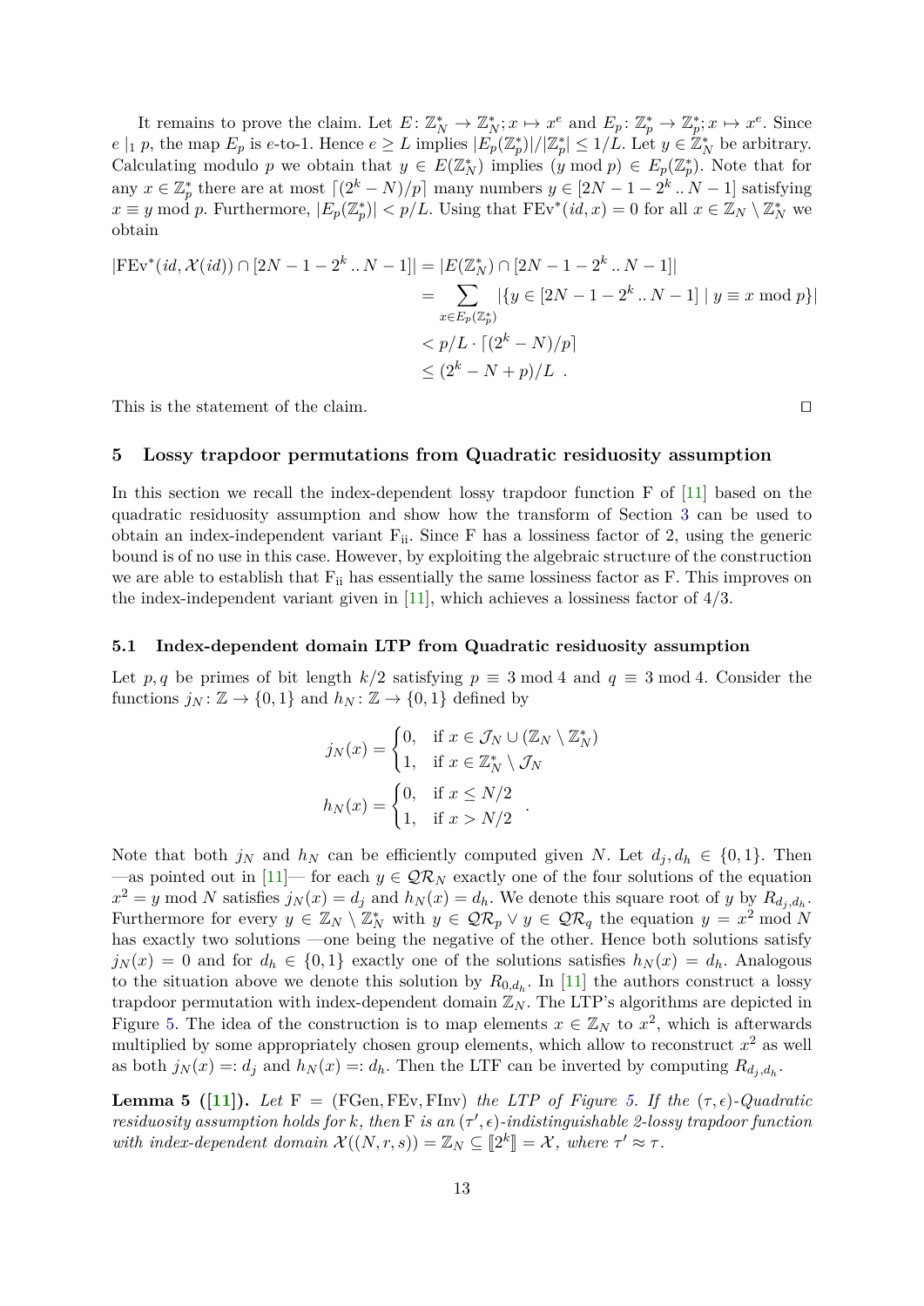It remains to prove the claim. Let $E\colon \mathbb{Z}_N^* \to \mathbb{Z}_N^*; x \mapsto x^e$ and $E_p\colon \mathbb{Z}_p^* \to \mathbb{Z}_p^*; x \mapsto x^e$. Since $e \mid_1 p$, the map $E_p$ is $e$-to-1. Hence $e \geq L$ implies $|E_p(\mathbb{Z}_p^*)|/|\mathbb{Z}_p^*| \leq 1/L$. Let $y \in \mathbb{Z}_N^*$ be arbitrary. Calculating modulo $p$ we obtain that $y \in E(\mathbb{Z}_N^*)$ implies $(y \bmod p) \in E_p(\mathbb{Z}_p^*)$. Note that for any $x \in \mathbb{Z}_p^*$ there are at most $\lceil (2^k - N)/p \rceil$ many numbers $y \in [2N-1-2^k \mathinner{..} N-1]$ satisfying $x \equiv y \bmod p$. Furthermore, $|E_p(\mathbb{Z}_p^*)| < p/L$. Using that $\mathrm{FEv}^*(id, x) = 0$ for all $x \in \mathbb{Z}_N \setminus \mathbb{Z}_N^*$ we obtain

$$
\begin{aligned}
|\mathrm{FEv}^*(id, \mathcal{X}(id)) \cap [2N-1-2^k \mathinner{..} N-1]| &= |E(\mathbb{Z}_N^*) \cap [2N-1-2^k \mathinner{..} N-1]| \\
&= \sum_{x \in E_p(\mathbb{Z}_p^*)} |\{y \in [2N-1-2^k \mathinner{..} N-1] \mid y \equiv x \bmod p\}| \\
&< p/L \cdot \lceil (2^k - N)/p \rceil \\
&\leq (2^k - N + p)/L \ .
\end{aligned}
$$

This is the statement of the claim. ◻

## 5 Lossy trapdoor permutations from Quadratic residuosity assumption

In this section we recall the index-dependent lossy trapdoor function F of [11] based on the quadratic residuosity assumption and show how the transform of Section 3 can be used to obtain an index-independent variant $\mathrm{F_{ii}}$. Since F has a lossiness factor of 2, using the generic bound is of no use in this case. However, by exploiting the algebraic structure of the construction we are able to establish that $\mathrm{F_{ii}}$ has essentially the same lossiness factor as F. This improves on the index-independent variant given in [11], which achieves a lossiness factor of 4/3.

### 5.1 Index-dependent domain LTP from Quadratic residuosity assumption

Let $p, q$ be primes of bit length $k/2$ satisfying $p \equiv 3 \bmod 4$ and $q \equiv 3 \bmod 4$. Consider the functions $j_N\colon \mathbb{Z} \to \{0,1\}$ and $h_N\colon \mathbb{Z} \to \{0,1\}$ defined by

$$
j_N(x) = \begin{cases} 0, & \text{if } x \in \mathcal{J}_N \cup (\mathbb{Z}_N \setminus \mathbb{Z}_N^*) \\ 1, & \text{if } x \in \mathbb{Z}_N^* \setminus \mathcal{J}_N \end{cases}
$$

$$
h_N(x) = \begin{cases} 0, & \text{if } x \leq N/2 \\ 1, & \text{if } x > N/2 \end{cases} .
$$

Note that both $j_N$ and $h_N$ can be efficiently computed given $N$. Let $d_j, d_h \in \{0,1\}$. Then —as pointed out in [11]— for each $y \in \mathcal{QR}_N$ exactly one of the four solutions of the equation $x^2 = y \bmod N$ satisfies $j_N(x) = d_j$ and $h_N(x) = d_h$. We denote this square root of $y$ by $R_{d_j,d_h}$. Furthermore for every $y \in \mathbb{Z}_N \setminus \mathbb{Z}_N^*$ with $y \in \mathcal{QR}_p \vee y \in \mathcal{QR}_q$ the equation $y = x^2 \bmod N$ has exactly two solutions —one being the negative of the other. Hence both solutions satisfy $j_N(x) = 0$ and for $d_h \in \{0,1\}$ exactly one of the solutions satisfies $h_N(x) = d_h$. Analogous to the situation above we denote this solution by $R_{0,d_h}$. In [11] the authors construct a lossy trapdoor permutation with index-dependent domain $\mathbb{Z}_N$. The LTP's algorithms are depicted in Figure 5. The idea of the construction is to map elements $x \in \mathbb{Z}_N$ to $x^2$, which is afterwards multiplied by some appropriately chosen group elements, which allow to reconstruct $x^2$ as well as both $j_N(x) =: d_j$ and $h_N(x) =: d_h$. Then the LTF can be inverted by computing $R_{d_j,d_h}$.

**Lemma 5 ([11]).** *Let* $\mathrm{F} = (\mathrm{FGen}, \mathrm{FEv}, \mathrm{FInv})$ *the LTP of Figure 5. If the* $(\tau, \epsilon)$*-Quadratic residuosity assumption holds for* $k$*, then* F *is an* $(\tau', \epsilon)$*-indistinguishable 2-lossy trapdoor function with index-dependent domain* $\mathcal{X}((N, r, s)) = \mathbb{Z}_N \subseteq [\![2^k]\!] = \mathcal{X}$*, where* $\tau' \approx \tau$*.*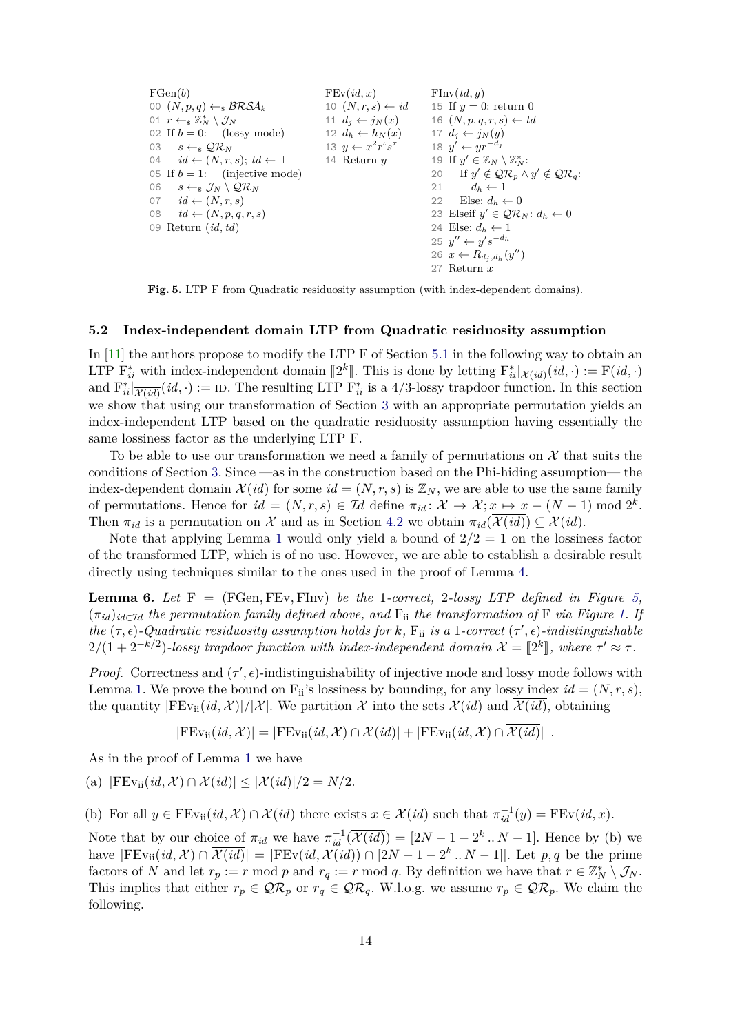```
FGen(b)
00 (N, p, q) ←$ BRSA_k
01 r ←$ Z*_N \ J_N
02 If b = 0:    (lossy mode)
03    s ←$ QR_N
04    id ← (N, r, s); td ← ⊥
05 If b = 1:    (injective mode)
06    s ←$ J_N \ QR_N
07    id ← (N, r, s)
08    td ← (N, p, q, r, s)
09 Return (id, td)

FEv(id, x)
10 (N, r, s) ← id
11 d_j ← j_N(x)
12 d_h ← h_N(x)
13 y ← x^2 r^ι s^τ
14 Return y

FInv(td, y)
15 If y = 0: return 0
16 (N, p, q, r, s) ← td
17 d_j ← j_N(y)
18 y' ← y r^{-d_j}
19 If y' ∈ Z_N \ Z*_N:
20    If y' ∉ QR_p ∧ y' ∉ QR_q:
21       d_h ← 1
22    Else: d_h ← 0
23 Elseif y' ∈ QR_N: d_h ← 0
24 Else: d_h ← 1
25 y'' ← y' s^{-d_h}
26 x ← R_{d_j,d_h}(y'')
27 Return x
```

**Fig. 5.** LTP F from Quadratic residuosity assumption (with index-dependent domains).

### 5.2 Index-independent domain LTP from Quadratic residuosity assumption

In [11] the authors propose to modify the LTP F of Section 5.1 in the following way to obtain an LTP $\mathrm{F}^*_{ii}$ with index-independent domain $[\![2^k]\!]$. This is done by letting $\mathrm{F}^*_{ii}|_{\mathcal{X}(id)}(id,\cdot) := \mathrm{F}(id,\cdot)$ and $\mathrm{F}^*_{ii}|_{\overline{\mathcal{X}(id)}}(id,\cdot) := \mathrm{ID}$. The resulting LTP $\mathrm{F}^*_{ii}$ is a 4/3-lossy trapdoor function. In this section we show that using our transformation of Section 3 with an appropriate permutation yields an index-independent LTP based on the quadratic residuosity assumption having essentially the same lossiness factor as the underlying LTP F.

To be able to use our transformation we need a family of permutations on $\mathcal{X}$ that suits the conditions of Section 3. Since —as in the construction based on the Phi-hiding assumption— the index-dependent domain $\mathcal{X}(id)$ for some $id = (N, r, s)$ is $\mathbb{Z}_N$, we are able to use the same family of permutations. Hence for $id = (N, r, s) \in \mathcal{I}d$ define $\pi_{id}\colon \mathcal{X} \to \mathcal{X}; x \mapsto x - (N-1) \bmod 2^k$. Then $\pi_{id}$ is a permutation on $\mathcal{X}$ and as in Section 4.2 we obtain $\pi_{id}(\overline{\mathcal{X}(id)}) \subseteq \mathcal{X}(id)$.

Note that applying Lemma 1 would only yield a bound of $2/2 = 1$ on the lossiness factor of the transformed LTP, which is of no use. However, we are able to establish a desirable result directly using techniques similar to the ones used in the proof of Lemma 4.

**Lemma 6.** *Let* $\mathrm{F} = (\mathrm{FGen}, \mathrm{FEv}, \mathrm{FInv})$ *be the 1-correct, 2-lossy LTP defined in Figure 5,* $(\pi_{id})_{id\in\mathcal{I}d}$ *the permutation family defined above, and* $\mathrm{F}_{\mathrm{ii}}$ *the transformation of* F *via Figure 1. If the* $(\tau, \epsilon)$*-Quadratic residuosity assumption holds for* $k$*,* $\mathrm{F}_{\mathrm{ii}}$ *is a 1-correct* $(\tau', \epsilon)$*-indistinguishable* $2/(1 + 2^{-k/2})$*-lossy trapdoor function with index-independent domain* $\mathcal{X} = [\![2^k]\!]$*, where* $\tau' \approx \tau$*.*

*Proof.* Correctness and $(\tau', \epsilon)$-indistinguishability of injective mode and lossy mode follows with Lemma 1. We prove the bound on $\mathrm{F}_{\mathrm{ii}}$'s lossiness by bounding, for any lossy index $id = (N, r, s)$, the quantity $|\mathrm{FEv}_{\mathrm{ii}}(id, \mathcal{X})|/|\mathcal{X}|$. We partition $\mathcal{X}$ into the sets $\mathcal{X}(id)$ and $\overline{\mathcal{X}(id)}$, obtaining

$$|\mathrm{FEv}_{\mathrm{ii}}(id, \mathcal{X})| = |\mathrm{FEv}_{\mathrm{ii}}(id, \mathcal{X}) \cap \mathcal{X}(id)| + |\mathrm{FEv}_{\mathrm{ii}}(id, \mathcal{X}) \cap \overline{\mathcal{X}(id)}| \ .$$

As in the proof of Lemma 1 we have

(a) $|\mathrm{FEv}_{\mathrm{ii}}(id, \mathcal{X}) \cap \mathcal{X}(id)| \le |\mathcal{X}(id)|/2 = N/2$.

(b) For all $y \in \mathrm{FEv}_{\mathrm{ii}}(id, \mathcal{X}) \cap \overline{\mathcal{X}(id)}$ there exists $x \in \mathcal{X}(id)$ such that $\pi^{-1}_{id}(y) = \mathrm{FEv}(id, x)$.

Note that by our choice of $\pi_{id}$ we have $\pi^{-1}_{id}(\overline{\mathcal{X}(id)}) = [2N - 1 - 2^k \mathinner{..} N - 1]$. Hence by (b) we have $|\mathrm{FEv}_{\mathrm{ii}}(id, \mathcal{X}) \cap \overline{\mathcal{X}(id)}| = |\mathrm{FEv}(id, \mathcal{X}(id)) \cap [2N - 1 - 2^k \mathinner{..} N - 1]|$. Let $p, q$ be the prime factors of $N$ and let $r_p := r \bmod p$ and $r_q := r \bmod q$. By definition we have that $r \in \mathbb{Z}^*_N \setminus \mathcal{J}_N$. This implies that either $r_p \in \mathcal{QR}_p$ or $r_q \in \mathcal{QR}_q$. W.l.o.g. we assume $r_p \in \mathcal{QR}_p$. We claim the following.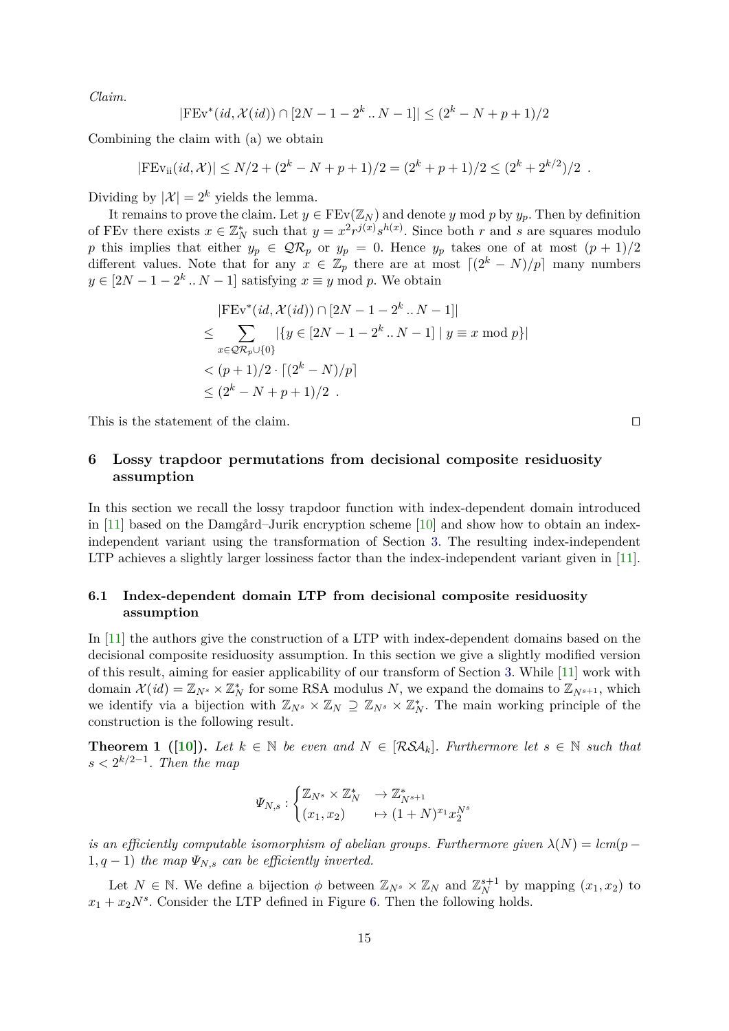*Claim.*

$$|\mathrm{FEv}^*(id, \mathcal{X}(id)) \cap [2N-1-2^k \mathinner{..} N-1]| \le (2^k - N + p + 1)/2$$

Combining the claim with (a) we obtain

$$|\mathrm{FEv}_{\mathrm{ii}}(id, \mathcal{X})| \le N/2 + (2^k - N + p + 1)/2 = (2^k + p + 1)/2 \le (2^k + 2^{k/2})/2 \ .$$

Dividing by $|\mathcal{X}| = 2^k$ yields the lemma.

It remains to prove the claim. Let $y \in \mathrm{FEv}(\mathbb{Z}_N)$ and denote $y \bmod p$ by $y_p$. Then by definition of FEv there exists $x \in \mathbb{Z}_N^*$ such that $y = x^2 r^{j(x)} s^{h(x)}$. Since both $r$ and $s$ are squares modulo $p$ this implies that either $y_p \in \mathcal{QR}_p$ or $y_p = 0$. Hence $y_p$ takes one of at most $(p+1)/2$ different values. Note that for any $x \in \mathbb{Z}_p$ there are at most $\lceil (2^k - N)/p \rceil$ many numbers $y \in [2N-1-2^k \mathinner{..} N-1]$ satisfying $x \equiv y \bmod p$. We obtain

$$\begin{aligned}
&|\mathrm{FEv}^*(id, \mathcal{X}(id)) \cap [2N-1-2^k \mathinner{..} N-1]| \\
\le &\sum_{x \in \mathcal{QR}_p \cup \{0\}} |\{y \in [2N-1-2^k \mathinner{..} N-1] \mid y \equiv x \bmod p\}| \\
< &(p+1)/2 \cdot \lceil (2^k - N)/p \rceil \\
\le &(2^k - N + p + 1)/2 \ .
\end{aligned}$$

This is the statement of the claim. ◻

## 6 Lossy trapdoor permutations from decisional composite residuosity assumption

In this section we recall the lossy trapdoor function with index-dependent domain introduced in [11] based on the Damgård–Jurik encryption scheme [10] and show how to obtain an index-independent variant using the transformation of Section 3. The resulting index-independent LTP achieves a slightly larger lossiness factor than the index-independent variant given in [11].

### 6.1 Index-dependent domain LTP from decisional composite residuosity assumption

In [11] the authors give the construction of a LTP with index-dependent domains based on the decisional composite residuosity assumption. In this section we give a slightly modified version of this result, aiming for easier applicability of our transform of Section 3. While [11] work with domain $\mathcal{X}(id) = \mathbb{Z}_{N^s} \times \mathbb{Z}_N^*$ for some RSA modulus $N$, we expand the domains to $\mathbb{Z}_{N^{s+1}}$, which we identify via a bijection with $\mathbb{Z}_{N^s} \times \mathbb{Z}_N \supseteq \mathbb{Z}_{N^s} \times \mathbb{Z}_N^*$. The main working principle of the construction is the following result.

**Theorem 1 ([10]).** *Let $k \in \mathbb{N}$ be even and $N \in [\mathcal{RSA}_k]$. Furthermore let $s \in \mathbb{N}$ such that $s < 2^{k/2-1}$. Then the map*

$$\Psi_{N,s} : \begin{cases} \mathbb{Z}_{N^s} \times \mathbb{Z}_N^* & \to \mathbb{Z}_{N^{s+1}}^* \\ (x_1, x_2) & \mapsto (1+N)^{x_1} x_2^{N^s} \end{cases}$$

*is an efficiently computable isomorphism of abelian groups. Furthermore given $\lambda(N) = lcm(p-1, q-1)$ the map $\Psi_{N,s}$ can be efficiently inverted.*

Let $N \in \mathbb{N}$. We define a bijection $\phi$ between $\mathbb{Z}_{N^s} \times \mathbb{Z}_N$ and $\mathbb{Z}_N^{s+1}$ by mapping $(x_1, x_2)$ to $x_1 + x_2 N^s$. Consider the LTP defined in Figure 6. Then the following holds.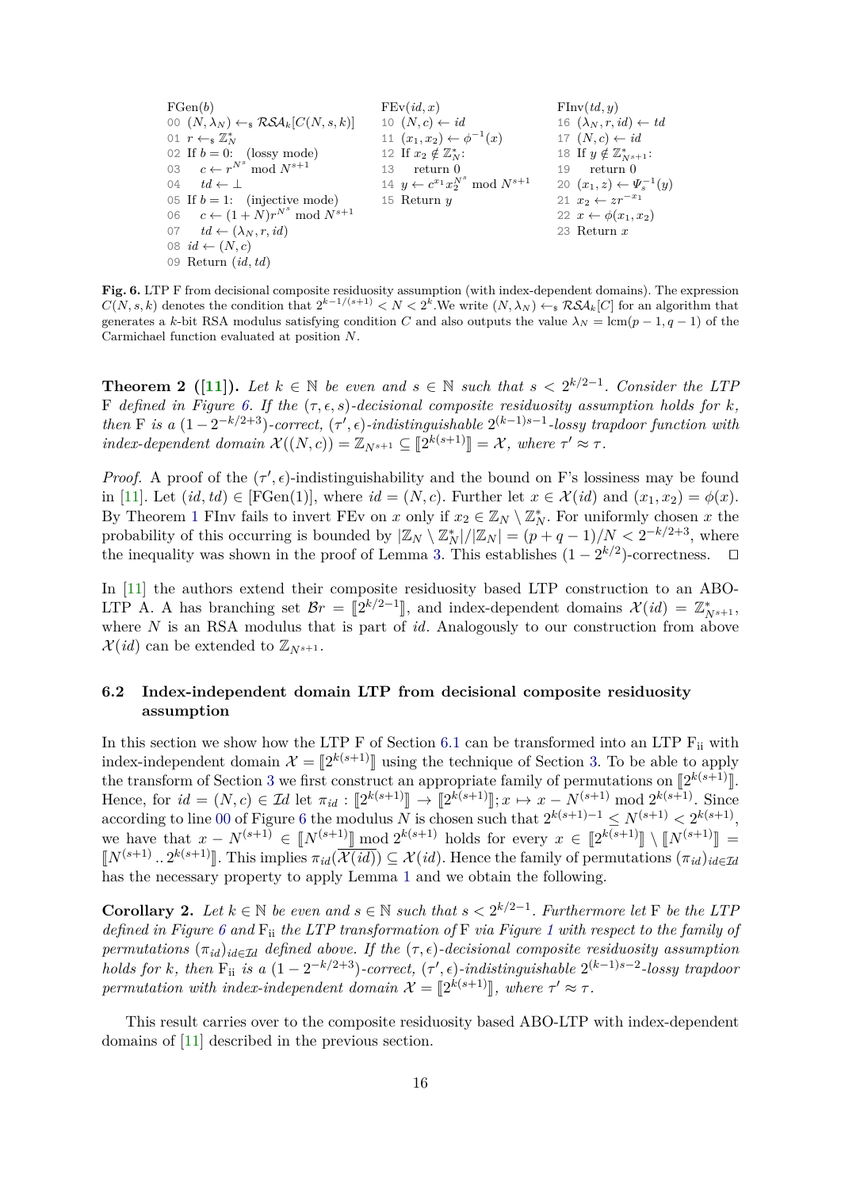```
FGen(b)
00 (N, λ_N) ←$ RSA_k[C(N, s, k)]
01 r ←$ Z*_N
02 If b = 0:  (lossy mode)
03     c ← r^{N^s} mod N^{s+1}
04     td ← ⊥
05 If b = 1:  (injective mode)
06     c ← (1 + N)r^{N^s} mod N^{s+1}
07     td ← (λ_N, r, id)
08 id ← (N, c)
09 Return (id, td)

FEv(id, x)
10 (N, c) ← id
11 (x_1, x_2) ← φ^{-1}(x)
12 If x_2 ∉ Z*_N:
13     return 0
14 y ← c^{x_1} x_2^{N^s} mod N^{s+1}
15 Return y

FInv(td, y)
16 (λ_N, r, id) ← td
17 (N, c) ← id
18 If y ∉ Z*_{N^{s+1}}:
19     return 0
20 (x_1, z) ← Ψ_s^{-1}(y)
21 x_2 ← z r^{-x_1}
22 x ← φ(x_1, x_2)
23 Return x
```

**Fig. 6.** LTP F from decisional composite residuosity assumption (with index-dependent domains). The expression $C(N, s, k)$ denotes the condition that $2^{k-1/(s+1)} < N < 2^k$.We write $(N, \lambda_N) \leftarrow_{\$} \mathcal{RSA}_k[C]$ for an algorithm that generates a $k$-bit RSA modulus satisfying condition $C$ and also outputs the value $\lambda_N = \text{lcm}(p-1, q-1)$ of the Carmichael function evaluated at position $N$.

**Theorem 2 ([11]).** *Let $k \in \mathbb{N}$ be even and $s \in \mathbb{N}$ such that $s < 2^{k/2-1}$. Consider the LTP* F *defined in Figure 6. If the $(\tau, \epsilon, s)$-decisional composite residuosity assumption holds for $k$, then* F *is a $(1 - 2^{-k/2+3})$-correct, $(\tau', \epsilon)$-indistinguishable $2^{(k-1)s-1}$-lossy trapdoor function with index-dependent domain $\mathcal{X}((N, c)) = \mathbb{Z}_{N^{s+1}} \subseteq [\![2^{k(s+1)}]\!] = \mathcal{X}$, where $\tau' \approx \tau$.*

*Proof.* A proof of the $(\tau', \epsilon)$-indistinguishability and the bound on F's lossiness may be found in [11]. Let $(id, td) \in [\text{FGen}(1)]$, where $id = (N, c)$. Further let $x \in \mathcal{X}(id)$ and $(x_1, x_2) = \phi(x)$. By Theorem 1 FInv fails to invert FEv on $x$ only if $x_2 \in \mathbb{Z}_N \setminus \mathbb{Z}_N^*$. For uniformly chosen $x$ the probability of this occurring is bounded by $|\mathbb{Z}_N \setminus \mathbb{Z}_N^*|/|\mathbb{Z}_N| = (p+q-1)/N < 2^{-k/2+3}$, where the inequality was shown in the proof of Lemma 3. This establishes $(1 - 2^{k/2})$-correctness. ☐

In [11] the authors extend their composite residuosity based LTP construction to an ABO-LTP A. A has branching set $\mathcal{B}r = [\![2^{k/2-1}]\!]$, and index-dependent domains $\mathcal{X}(id) = \mathbb{Z}^*_{N^{s+1}}$, where $N$ is an RSA modulus that is part of $id$. Analogously to our construction from above $\mathcal{X}(id)$ can be extended to $\mathbb{Z}_{N^{s+1}}$.

### 6.2 Index-independent domain LTP from decisional composite residuosity assumption

In this section we show how the LTP F of Section 6.1 can be transformed into an LTP $\text{F}_{\text{ii}}$ with index-independent domain $\mathcal{X} = [\![2^{k(s+1)}]\!]$ using the technique of Section 3. To be able to apply the transform of Section 3 we first construct an appropriate family of permutations on $[\![2^{k(s+1)}]\!]$. Hence, for $id = (N, c) \in \mathcal{I}d$ let $\pi_{id} : [\![2^{k(s+1)}]\!] \to [\![2^{k(s+1)}]\!]; x \mapsto x - N^{(s+1)} \bmod 2^{k(s+1)}$. Since according to line 00 of Figure 6 the modulus $N$ is chosen such that $2^{k(s+1)-1} \leq N^{(s+1)} < 2^{k(s+1)}$, we have that $x - N^{(s+1)} \in [\![N^{(s+1)}]\!] \bmod 2^{k(s+1)}$ holds for every $x \in [\![2^{k(s+1)}]\!] \setminus [\![N^{(s+1)}]\!] = [\![N^{(s+1)} \,..\, 2^{k(s+1)}]\!]$. This implies $\pi_{id}(\overline{\mathcal{X}(id)}) \subseteq \mathcal{X}(id)$. Hence the family of permutations $(\pi_{id})_{id \in \mathcal{I}d}$ has the necessary property to apply Lemma 1 and we obtain the following.

**Corollary 2.** *Let $k \in \mathbb{N}$ be even and $s \in \mathbb{N}$ such that $s < 2^{k/2-1}$. Furthermore let* F *be the LTP defined in Figure 6 and* $\text{F}_{\text{ii}}$ *the LTP transformation of* F *via Figure 1 with respect to the family of permutations $(\pi_{id})_{id \in \mathcal{I}d}$ defined above. If the $(\tau, \epsilon)$-decisional composite residuosity assumption holds for $k$, then* $\text{F}_{\text{ii}}$ *is a $(1 - 2^{-k/2+3})$-correct, $(\tau', \epsilon)$-indistinguishable $2^{(k-1)s-2}$-lossy trapdoor permutation with index-independent domain $\mathcal{X} = [\![2^{k(s+1)}]\!]$, where $\tau' \approx \tau$.*

This result carries over to the composite residuosity based ABO-LTP with index-dependent domains of [11] described in the previous section.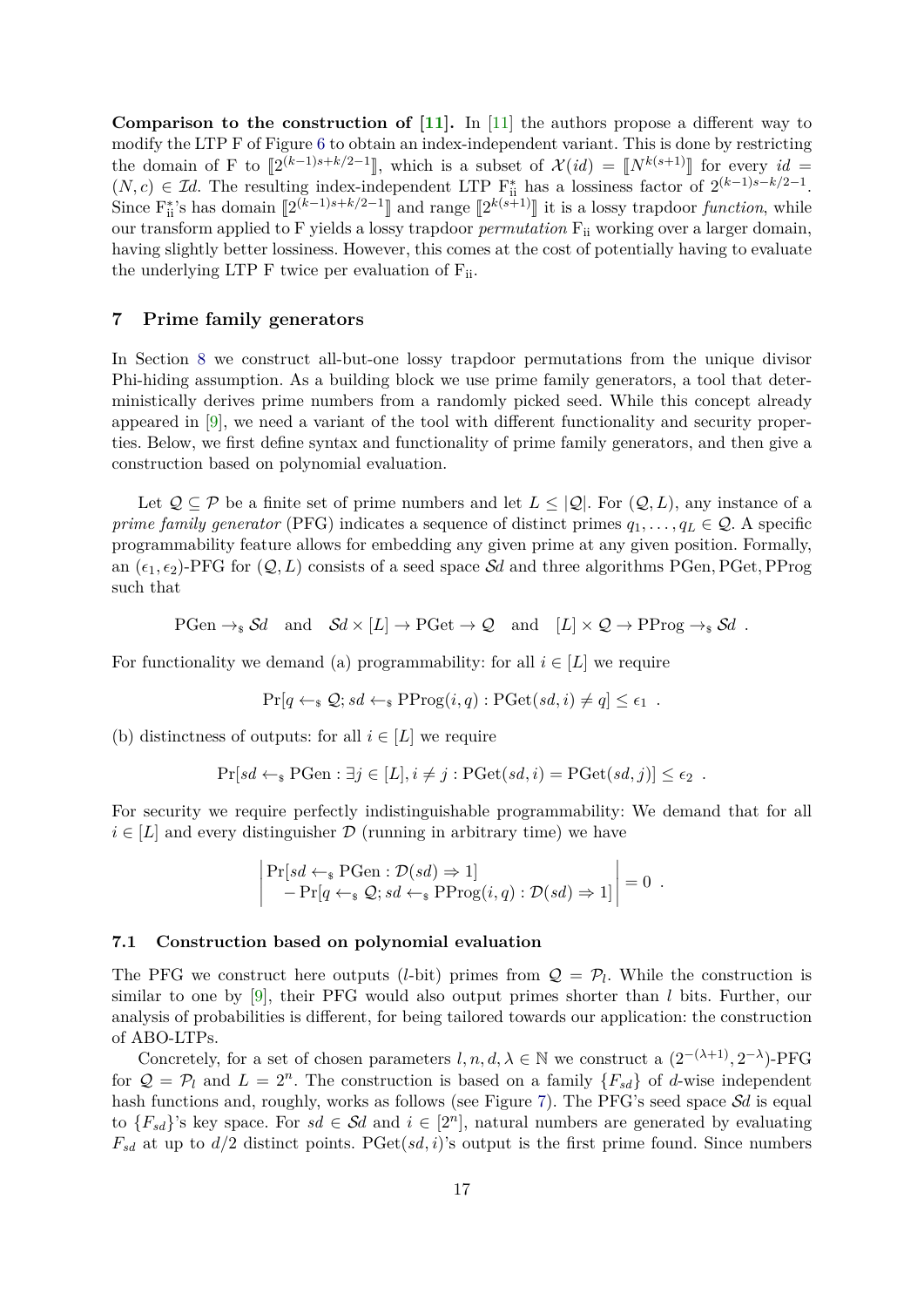**Comparison to the construction of [11].** In [11] the authors propose a different way to modify the LTP F of Figure 6 to obtain an index-independent variant. This is done by restricting the domain of F to $[\![2^{(k-1)s+k/2-1}]\!]$, which is a subset of $\mathcal{X}(id) = [\![N^{k(s+1)}]\!]$ for every $id = (N, c) \in \mathcal{I}d$. The resulting index-independent LTP $\mathrm{F}^*_{\mathrm{ii}}$ has a lossiness factor of $2^{(k-1)s-k/2-1}$. Since $\mathrm{F}^*_{\mathrm{ii}}$'s has domain $[\![2^{(k-1)s+k/2-1}]\!]$ and range $[\![2^{k(s+1)}]\!]$ it is a lossy trapdoor *function*, while our transform applied to F yields a lossy trapdoor *permutation* $\mathrm{F}_{\mathrm{ii}}$ working over a larger domain, having slightly better lossiness. However, this comes at the cost of potentially having to evaluate the underlying LTP F twice per evaluation of $\mathrm{F}_{\mathrm{ii}}$.

## 7 Prime family generators

In Section 8 we construct all-but-one lossy trapdoor permutations from the unique divisor Phi-hiding assumption. As a building block we use prime family generators, a tool that deterministically derives prime numbers from a randomly picked seed. While this concept already appeared in [9], we need a variant of the tool with different functionality and security properties. Below, we first define syntax and functionality of prime family generators, and then give a construction based on polynomial evaluation.

Let $\mathcal{Q} \subseteq \mathcal{P}$ be a finite set of prime numbers and let $L \leq |\mathcal{Q}|$. For $(\mathcal{Q}, L)$, any instance of a *prime family generator* (PFG) indicates a sequence of distinct primes $q_1, \ldots, q_L \in \mathcal{Q}$. A specific programmability feature allows for embedding any given prime at any given position. Formally, an $(\epsilon_1, \epsilon_2)$-PFG for $(\mathcal{Q}, L)$ consists of a seed space $\mathcal{S}d$ and three algorithms PGen, PGet, PProg such that

$$\mathrm{PGen} \to_{\$} \mathcal{S}d \quad \text{and} \quad \mathcal{S}d \times [L] \to \mathrm{PGet} \to \mathcal{Q} \quad \text{and} \quad [L] \times \mathcal{Q} \to \mathrm{PProg} \to_{\$} \mathcal{S}d \ .$$

For functionality we demand (a) programmability: for all $i \in [L]$ we require

$$\Pr[q \leftarrow_{\$} \mathcal{Q}; sd \leftarrow_{\$} \mathrm{PProg}(i, q) : \mathrm{PGet}(sd, i) \neq q] \leq \epsilon_1 \ .$$

(b) distinctness of outputs: for all $i \in [L]$ we require

$$\Pr[sd \leftarrow_{\$} \mathrm{PGen} : \exists j \in [L], i \neq j : \mathrm{PGet}(sd, i) = \mathrm{PGet}(sd, j)] \leq \epsilon_2 \ .$$

For security we require perfectly indistinguishable programmability: We demand that for all $i \in [L]$ and every distinguisher $\mathcal{D}$ (running in arbitrary time) we have

$$\left| \begin{array}{l} \Pr[sd \leftarrow_{\$} \mathrm{PGen} : \mathcal{D}(sd) \Rightarrow 1] \\ \quad - \Pr[q \leftarrow_{\$} \mathcal{Q}; sd \leftarrow_{\$} \mathrm{PProg}(i, q) : \mathcal{D}(sd) \Rightarrow 1] \end{array} \right| = 0 \ .$$

### 7.1 Construction based on polynomial evaluation

The PFG we construct here outputs ($l$-bit) primes from $\mathcal{Q} = \mathcal{P}_l$. While the construction is similar to one by [9], their PFG would also output primes shorter than $l$ bits. Further, our analysis of probabilities is different, for being tailored towards our application: the construction of ABO-LTPs.

Concretely, for a set of chosen parameters $l, n, d, \lambda \in \mathbb{N}$ we construct a $(2^{-(\lambda+1)}, 2^{-\lambda})$-PFG for $\mathcal{Q} = \mathcal{P}_l$ and $L = 2^n$. The construction is based on a family $\{F_{sd}\}$ of $d$-wise independent hash functions and, roughly, works as follows (see Figure 7). The PFG's seed space $\mathcal{S}d$ is equal to $\{F_{sd}\}$'s key space. For $sd \in \mathcal{S}d$ and $i \in [2^n]$, natural numbers are generated by evaluating $F_{sd}$ at up to $d/2$ distinct points. $\mathrm{PGet}(sd, i)$'s output is the first prime found. Since numbers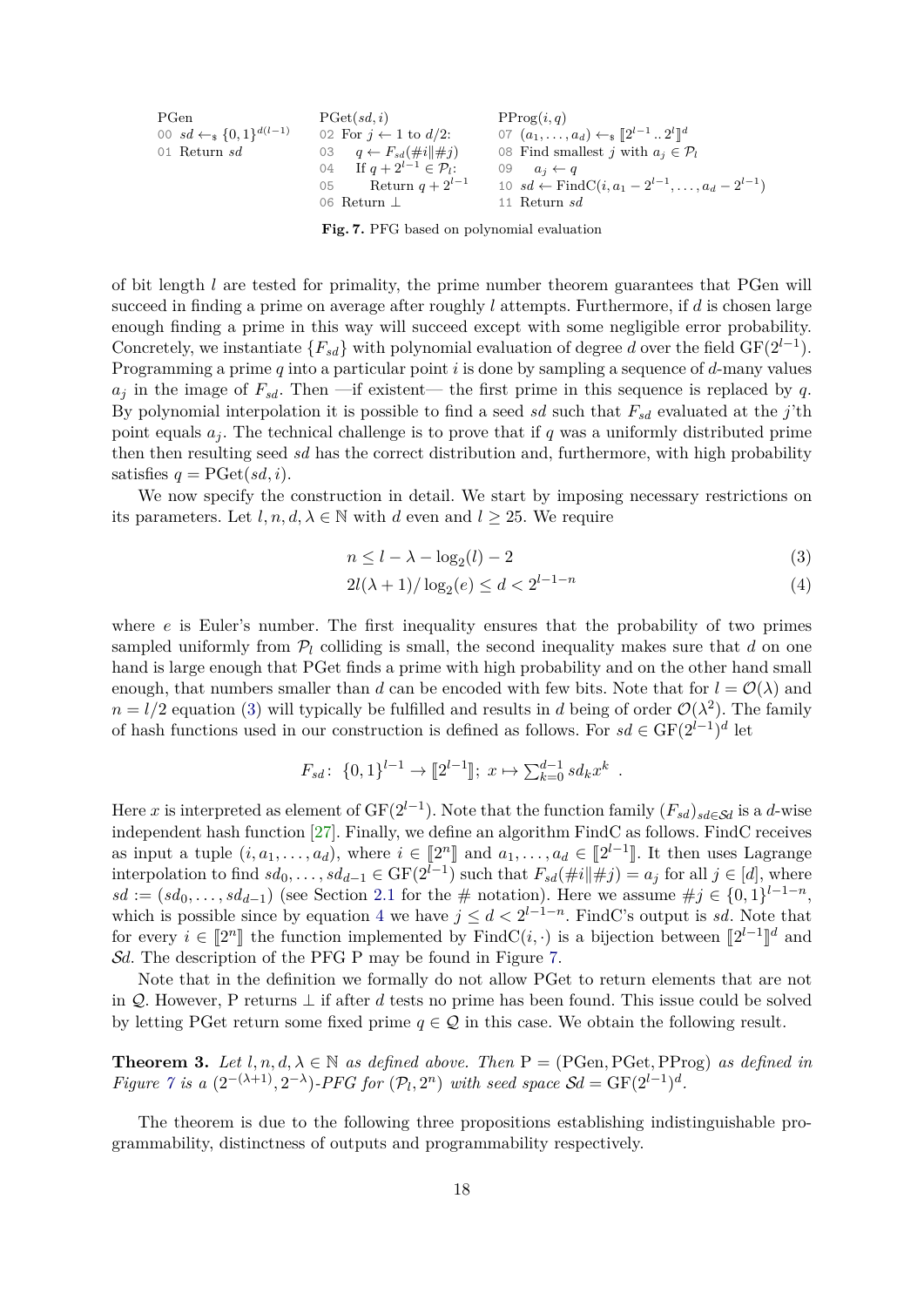```
PGen                              PGet(sd, i)                        PProg(i, q)
00 sd ←$ {0,1}^{d(l−1)}           02 For j ← 1 to d/2:               07 (a_1, ..., a_d) ←$ [[2^{l−1} .. 2^l]]^d
01 Return sd                      03   q ← F_sd(#i‖#j)               08 Find smallest j with a_j ∈ P_l
                                  04   If q + 2^{l−1} ∈ P_l:         09   a_j ← q
                                  05     Return q + 2^{l−1}          10 sd ← FindC(i, a_1 − 2^{l−1}, ..., a_d − 2^{l−1})
                                  06 Return ⊥                        11 Return sd
```

**Fig. 7.** PFG based on polynomial evaluation

of bit length $l$ are tested for primality, the prime number theorem guarantees that PGen will succeed in finding a prime on average after roughly $l$ attempts. Furthermore, if $d$ is chosen large enough finding a prime in this way will succeed except with some negligible error probability. Concretely, we instantiate $\{F_{sd}\}$ with polynomial evaluation of degree $d$ over the field $\mathrm{GF}(2^{l-1})$. Programming a prime $q$ into a particular point $i$ is done by sampling a sequence of $d$-many values $a_j$ in the image of $F_{sd}$. Then —if existent— the first prime in this sequence is replaced by $q$. By polynomial interpolation it is possible to find a seed $sd$ such that $F_{sd}$ evaluated at the $j$'th point equals $a_j$. The technical challenge is to prove that if $q$ was a uniformly distributed prime then then resulting seed $sd$ has the correct distribution and, furthermore, with high probability satisfies $q = \mathrm{PGet}(sd, i)$.

We now specify the construction in detail. We start by imposing necessary restrictions on its parameters. Let $l, n, d, \lambda \in \mathbb{N}$ with $d$ even and $l \geq 25$. We require

$$n \leq l - \lambda - \log_2(l) - 2 \tag{3}$$

$$2l(\lambda + 1)/\log_2(e) \leq d < 2^{l-1-n} \tag{4}$$

where $e$ is Euler's number. The first inequality ensures that the probability of two primes sampled uniformly from $\mathcal{P}_l$ colliding is small, the second inequality makes sure that $d$ on one hand is large enough that PGet finds a prime with high probability and on the other hand small enough, that numbers smaller than $d$ can be encoded with few bits. Note that for $l = \mathcal{O}(\lambda)$ and $n = l/2$ equation (3) will typically be fulfilled and results in $d$ being of order $\mathcal{O}(\lambda^2)$. The family of hash functions used in our construction is defined as follows. For $sd \in \mathrm{GF}(2^{l-1})^d$ let

$$F_{sd}\colon \{0,1\}^{l-1} \to [\![2^{l-1}]\!];\ x \mapsto \textstyle\sum_{k=0}^{d-1} sd_k x^k \ .$$

Here $x$ is interpreted as element of $\mathrm{GF}(2^{l-1})$. Note that the function family $(F_{sd})_{sd \in \mathcal{S}d}$ is a $d$-wise independent hash function [27]. Finally, we define an algorithm FindC as follows. FindC receives as input a tuple $(i, a_1, \ldots, a_d)$, where $i \in [\![2^n]\!]$ and $a_1, \ldots, a_d \in [\![2^{l-1}]\!]$. It then uses Lagrange interpolation to find $sd_0, \ldots, sd_{d-1} \in \mathrm{GF}(2^{l-1})$ such that $F_{sd}(\#i \| \#j) = a_j$ for all $j \in [d]$, where $sd := (sd_0, \ldots, sd_{d-1})$ (see Section 2.1 for the # notation). Here we assume $\#j \in \{0,1\}^{l-1-n}$, which is possible since by equation 4 we have $j \leq d < 2^{l-1-n}$. FindC's output is $sd$. Note that for every $i \in [\![2^n]\!]$ the function implemented by $\mathrm{FindC}(i, \cdot)$ is a bijection between $[\![2^{l-1}]\!]^d$ and $\mathcal{S}d$. The description of the PFG P may be found in Figure 7.

Note that in the definition we formally do not allow PGet to return elements that are not in $\mathcal{Q}$. However, P returns $\perp$ if after $d$ tests no prime has been found. This issue could be solved by letting PGet return some fixed prime $q \in \mathcal{Q}$ in this case. We obtain the following result.

**Theorem 3.** *Let $l, n, d, \lambda \in \mathbb{N}$ as defined above. Then $\mathrm{P} = (\mathrm{PGen}, \mathrm{PGet}, \mathrm{PProg})$ as defined in Figure 7 is a $(2^{-(\lambda+1)}, 2^{-\lambda})$-PFG for $(\mathcal{P}_l, 2^n)$ with seed space $\mathcal{S}d = \mathrm{GF}(2^{l-1})^d$.*

The theorem is due to the following three propositions establishing indistinguishable programmability, distinctness of outputs and programmability respectively.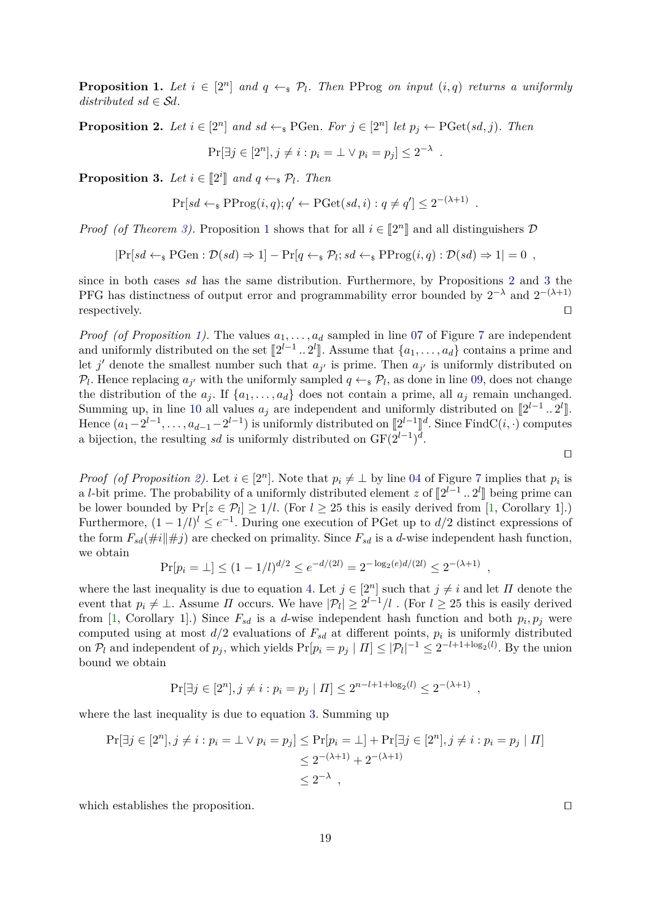**Proposition 1.** *Let $i \in [2^n]$ and $q \leftarrow_{\$} \mathcal{P}_l$. Then* PProg *on input $(i,q)$ returns a uniformly distributed $sd \in \mathcal{S}d$.*

**Proposition 2.** *Let $i \in [2^n]$ and $sd \leftarrow_{\$}$ PGen. For $j \in [2^n]$ let $p_j \leftarrow \mathrm{PGet}(sd, j)$. Then*

$$\Pr[\exists j \in [2^n], j \neq i : p_i = \bot \vee p_i = p_j] \leq 2^{-\lambda} \ .$$

**Proposition 3.** *Let $i \in [\![2^i]\!]$ and $q \leftarrow_{\$} \mathcal{P}_l$. Then*

$$\Pr[sd \leftarrow_{\$} \mathrm{PProg}(i,q); q' \leftarrow \mathrm{PGet}(sd,i) : q \neq q'] \leq 2^{-(\lambda+1)} \ .$$

*Proof (of Theorem 3).* Proposition 1 shows that for all $i \in [\![2^n]\!]$ and all distinguishers $\mathcal{D}$

$$|\Pr[sd \leftarrow_{\$} \mathrm{PGen} : \mathcal{D}(sd) \Rightarrow 1] - \Pr[q \leftarrow_{\$} \mathcal{P}_l; sd \leftarrow_{\$} \mathrm{PProg}(i,q) : \mathcal{D}(sd) \Rightarrow 1| = 0 \ ,$$

since in both cases $sd$ has the same distribution. Furthermore, by Propositions 2 and 3 the PFG has distinctness of output error and programmability error bounded by $2^{-\lambda}$ and $2^{-(\lambda+1)}$ respectively. ◻

*Proof (of Proposition 1).* The values $a_1, \ldots, a_d$ sampled in line 07 of Figure 7 are independent and uniformly distributed on the set $[\![2^{l-1} \mathinner{..} 2^l]\!]$. Assume that $\{a_1, \ldots, a_d\}$ contains a prime and let $j'$ denote the smallest number such that $a_{j'}$ is prime. Then $a_{j'}$ is uniformly distributed on $\mathcal{P}_l$. Hence replacing $a_{j'}$ with the uniformly sampled $q \leftarrow_{\$} \mathcal{P}_l$, as done in line 09, does not change the distribution of the $a_j$. If $\{a_1, \ldots, a_d\}$ does not contain a prime, all $a_j$ remain unchanged. Summing up, in line 10 all values $a_j$ are independent and uniformly distributed on $[\![2^{l-1} \mathinner{..} 2^l]\!]$. Hence $(a_1 - 2^{l-1}, \ldots, a_{d-1} - 2^{l-1})$ is uniformly distributed on $[\![2^{l-1}]\!]^d$. Since $\mathrm{FindC}(i, \cdot)$ computes a bijection, the resulting $sd$ is uniformly distributed on $\mathrm{GF}(2^{l-1})^d$. ◻

*Proof (of Proposition 2).* Let $i \in [2^n]$. Note that $p_i \neq \bot$ by line 04 of Figure 7 implies that $p_i$ is a $l$-bit prime. The probability of a uniformly distributed element $z$ of $[\![2^{l-1} \mathinner{..} 2^l]\!]$ being prime can be lower bounded by $\Pr[z \in \mathcal{P}_l] \geq 1/l$. (For $l \geq 25$ this is easily derived from [1, Corollary 1].) Furthermore, $(1 - 1/l)^l \leq e^{-1}$. During one execution of PGet up to $d/2$ distinct expressions of the form $F_{sd}(\#i \| \#j)$ are checked on primality. Since $F_{sd}$ is a $d$-wise independent hash function, we obtain

$$\Pr[p_i = \bot] \leq (1 - 1/l)^{d/2} \leq e^{-d/(2l)} = 2^{-\log_2(e)d/(2l)} \leq 2^{-(\lambda+1)} \ ,$$

where the last inequality is due to equation 4. Let $j \in [2^n]$ such that $j \neq i$ and let $\mathit{\Pi}$ denote the event that $p_i \neq \bot$. Assume $\mathit{\Pi}$ occurs. We have $|\mathcal{P}_l| \geq 2^{l-1}/l$ . (For $l \geq 25$ this is easily derived from [1, Corollary 1].) Since $F_{sd}$ is a $d$-wise independent hash function and both $p_i, p_j$ were computed using at most $d/2$ evaluations of $F_{sd}$ at different points, $p_i$ is uniformly distributed on $\mathcal{P}_l$ and independent of $p_j$, which yields $\Pr[p_i = p_j \mid \mathit{\Pi}] \leq |\mathcal{P}_l|^{-1} \leq 2^{-l+1+\log_2(l)}$. By the union bound we obtain

$$\Pr[\exists j \in [2^n], j \neq i : p_i = p_j \mid \mathit{\Pi}] \leq 2^{n-l+1+\log_2(l)} \leq 2^{-(\lambda+1)} \ ,$$

where the last inequality is due to equation 3. Summing up

$$\begin{aligned}
\Pr[\exists j \in [2^n], j \neq i : p_i = \bot \vee p_i = p_j] &\leq \Pr[p_i = \bot] + \Pr[\exists j \in [2^n], j \neq i : p_i = p_j \mid \mathit{\Pi}] \\
&\leq 2^{-(\lambda+1)} + 2^{-(\lambda+1)} \\
&\leq 2^{-\lambda} \ ,
\end{aligned}$$

which establishes the proposition. ◻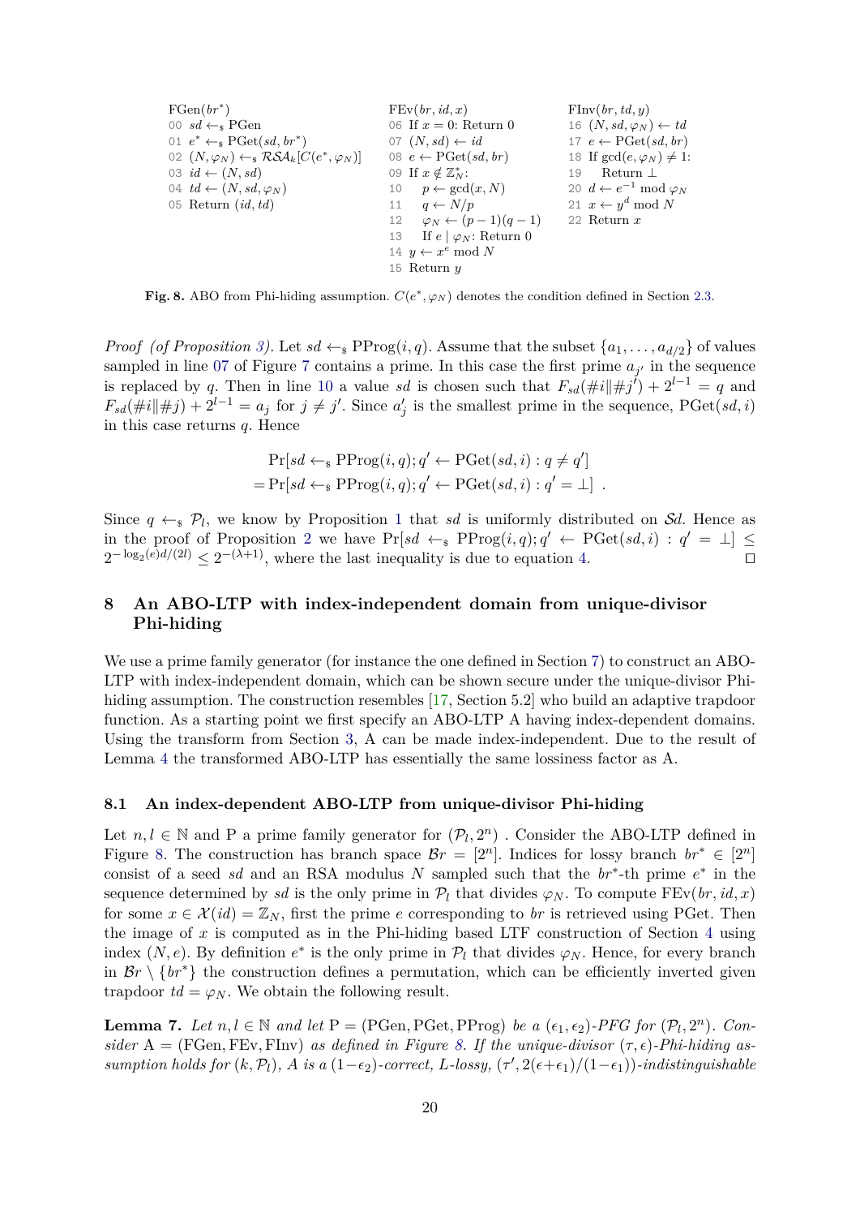```
FGen(br*)
00 sd ←$ PGen
01 e* ←$ PGet(sd, br*)
02 (N, φ_N) ←$ RSA_k[C(e*, φ_N)]
03 id ← (N, sd)
04 td ← (N, sd, φ_N)
05 Return (id, td)

FEv(br, id, x)
06 If x = 0: Return 0
07 (N, sd) ← id
08 e ← PGet(sd, br)
09 If x ∉ Z*_N:
10    p ← gcd(x, N)
11    q ← N/p
12    φ_N ← (p − 1)(q − 1)
13    If e | φ_N: Return 0
14 y ← x^e mod N
15 Return y

FInv(br, td, y)
16 (N, sd, φ_N) ← td
17 e ← PGet(sd, br)
18 If gcd(e, φ_N) ≠ 1:
19    Return ⊥
20 d ← e^{−1} mod φ_N
21 x ← y^d mod N
22 Return x
```

**Fig. 8.** ABO from Phi-hiding assumption. $C(e^*, \varphi_N)$ denotes the condition defined in Section 2.3.

*Proof (of Proposition 3).* Let $sd \leftarrow_\$ \mathrm{PProg}(i, q)$. Assume that the subset $\{a_1, \ldots, a_{d/2}\}$ of values sampled in line 07 of Figure 7 contains a prime. In this case the first prime $a_{j'}$ in the sequence is replaced by $q$. Then in line 10 a value $sd$ is chosen such that $F_{sd}(\#i \| \#j') + 2^{l-1} = q$ and $F_{sd}(\#i \| \#j) + 2^{l-1} = a_j$ for $j \neq j'$. Since $a'_j$ is the smallest prime in the sequence, $\mathrm{PGet}(sd, i)$ in this case returns $q$. Hence

$$
\begin{aligned}
&\Pr[sd \leftarrow_\$ \mathrm{PProg}(i, q); q' \leftarrow \mathrm{PGet}(sd, i) : q \neq q'] \\
=&\Pr[sd \leftarrow_\$ \mathrm{PProg}(i, q); q' \leftarrow \mathrm{PGet}(sd, i) : q' = \perp] \ .
\end{aligned}
$$

Since $q \leftarrow_\$ \mathcal{P}_l$, we know by Proposition 1 that $sd$ is uniformly distributed on $\mathcal{S}d$. Hence as in the proof of Proposition 2 we have $\Pr[sd \leftarrow_\$ \mathrm{PProg}(i, q); q' \leftarrow \mathrm{PGet}(sd, i) : q' = \perp] \leq 2^{-\log_2(e)d/(2l)} \leq 2^{-(\lambda+1)}$, where the last inequality is due to equation 4. ◻

## 8 An ABO-LTP with index-independent domain from unique-divisor Phi-hiding

We use a prime family generator (for instance the one defined in Section 7) to construct an ABO-LTP with index-independent domain, which can be shown secure under the unique-divisor Phi-hiding assumption. The construction resembles [17, Section 5.2] who build an adaptive trapdoor function. As a starting point we first specify an ABO-LTP A having index-dependent domains. Using the transform from Section 3, A can be made index-independent. Due to the result of Lemma 4 the transformed ABO-LTP has essentially the same lossiness factor as A.

### 8.1 An index-dependent ABO-LTP from unique-divisor Phi-hiding

Let $n, l \in \mathbb{N}$ and P a prime family generator for $(\mathcal{P}_l, 2^n)$ . Consider the ABO-LTP defined in Figure 8. The construction has branch space $\mathcal{B}r = [2^n]$. Indices for lossy branch $br^* \in [2^n]$ consist of a seed $sd$ and an RSA modulus $N$ sampled such that the $br^*$-th prime $e^*$ in the sequence determined by $sd$ is the only prime in $\mathcal{P}_l$ that divides $\varphi_N$. To compute $\mathrm{FEv}(br, id, x)$ for some $x \in \mathcal{X}(id) = \mathbb{Z}_N$, first the prime $e$ corresponding to $br$ is retrieved using PGet. Then the image of $x$ is computed as in the Phi-hiding based LTF construction of Section 4 using index $(N, e)$. By definition $e^*$ is the only prime in $\mathcal{P}_l$ that divides $\varphi_N$. Hence, for every branch in $\mathcal{B}r \setminus \{br^*\}$ the construction defines a permutation, which can be efficiently inverted given trapdoor $td = \varphi_N$. We obtain the following result.

**Lemma 7.** *Let $n, l \in \mathbb{N}$ and let $\mathrm{P} = (\mathrm{PGen}, \mathrm{PGet}, \mathrm{PProg})$ be a $(\epsilon_1, \epsilon_2)$-PFG for $(\mathcal{P}_l, 2^n)$. Consider $\mathrm{A} = (\mathrm{FGen}, \mathrm{FEv}, \mathrm{FInv})$ as defined in Figure 8. If the unique-divisor $(\tau, \epsilon)$-Phi-hiding assumption holds for $(k, \mathcal{P}_l)$, A is a $(1-\epsilon_2)$-correct, L-lossy, $(\tau', 2(\epsilon+\epsilon_1)/(1-\epsilon_1))$-indistinguishable*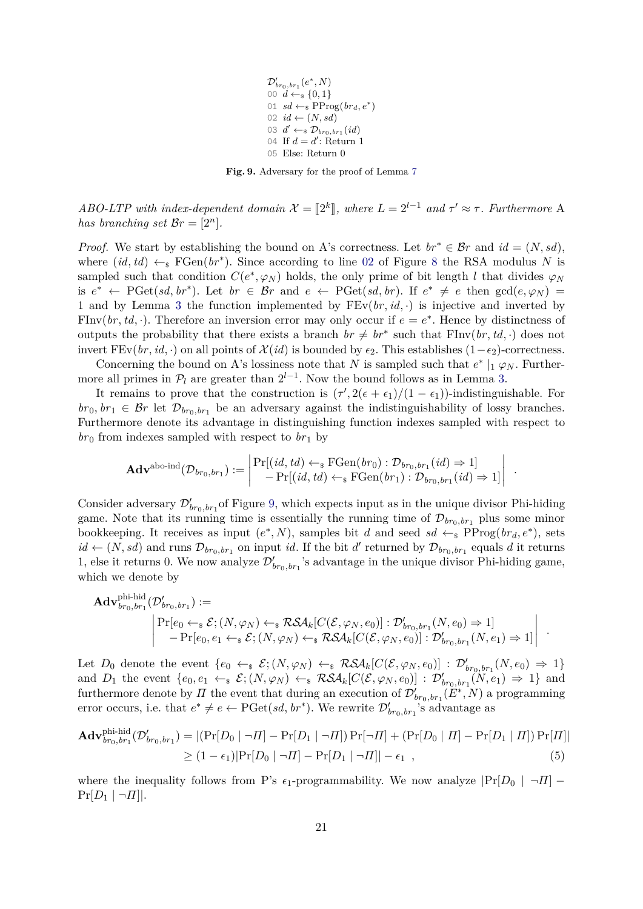```
D'_{br_0,br_1}(e^*, N)
00  d ←$ {0,1}
01  sd ←$ PProg(br_d, e^*)
02  id ← (N, sd)
03  d' ←$ D_{br_0,br_1}(id)
04  If d = d': Return 1
05  Else: Return 0
```

**Fig. 9.** Adversary for the proof of Lemma 7

*ABO-LTP with index-dependent domain $\mathcal{X} = [\![2^k]\!]$, where $L = 2^{l-1}$ and $\tau' \approx \tau$. Furthermore* A *has branching set $\mathcal{B}r = [2^n]$.*

*Proof.* We start by establishing the bound on A's correctness. Let $br^* \in \mathcal{B}r$ and $id = (N, sd)$, where $(id, td) \leftarrow_\$ \text{FGen}(br^*)$. Since according to line 02 of Figure 8 the RSA modulus $N$ is sampled such that condition $C(e^*, \varphi_N)$ holds, the only prime of bit length $l$ that divides $\varphi_N$ is $e^* \leftarrow \text{PGet}(sd, br^*)$. Let $br \in \mathcal{B}r$ and $e \leftarrow \text{PGet}(sd, br)$. If $e^* \neq e$ then $\gcd(e, \varphi_N) = 1$ and by Lemma 3 the function implemented by $\text{FEv}(br, id, \cdot)$ is injective and inverted by $\text{FInv}(br, td, \cdot)$. Therefore an inversion error may only occur if $e = e^*$. Hence by distinctness of outputs the probability that there exists a branch $br \neq br^*$ such that $\text{FInv}(br, td, \cdot)$ does not invert $\text{FEv}(br, id, \cdot)$ on all points of $\mathcal{X}(id)$ is bounded by $\epsilon_2$. This establishes $(1-\epsilon_2)$-correctness.

Concerning the bound on A's lossiness note that $N$ is sampled such that $e^* \mid_1 \varphi_N$. Furthermore all primes in $\mathcal{P}_l$ are greater than $2^{l-1}$. Now the bound follows as in Lemma 3.

It remains to prove that the construction is $(\tau', 2(\epsilon + \epsilon_1)/(1 - \epsilon_1))$-indistinguishable. For $br_0, br_1 \in \mathcal{B}r$ let $\mathcal{D}_{br_0,br_1}$ be an adversary against the indistinguishability of lossy branches. Furthermore denote its advantage in distinguishing function indexes sampled with respect to $br_0$ from indexes sampled with respect to $br_1$ by

$$\mathbf{Adv}^{\text{abo-ind}}(\mathcal{D}_{br_0,br_1}) := \left| \begin{array}{l} \Pr[(id, td) \leftarrow_\$ \text{FGen}(br_0) : \mathcal{D}_{br_0,br_1}(id) \Rightarrow 1] \\ \quad - \Pr[(id, td) \leftarrow_\$ \text{FGen}(br_1) : \mathcal{D}_{br_0,br_1}(id) \Rightarrow 1] \end{array} \right| .$$

Consider adversary $\mathcal{D}'_{br_0,br_1}$ of Figure 9, which expects input as in the unique divisor Phi-hiding game. Note that its running time is essentially the running time of $\mathcal{D}_{br_0,br_1}$ plus some minor bookkeeping. It receives as input $(e^*, N)$, samples bit $d$ and seed $sd \leftarrow_\$ \text{PProg}(br_d, e^*)$, sets $id \leftarrow (N, sd)$ and runs $\mathcal{D}_{br_0,br_1}$ on input $id$. If the bit $d'$ returned by $\mathcal{D}_{br_0,br_1}$ equals $d$ it returns 1, else it returns 0. We now analyze $\mathcal{D}'_{br_0,br_1}$'s advantage in the unique divisor Phi-hiding game, which we denote by

$$\mathbf{Adv}^{\text{phi-hid}}_{br_0,br_1}(\mathcal{D}'_{br_0,br_1}) := \left| \begin{array}{l} \Pr[e_0 \leftarrow_\$ \mathcal{E}; (N, \varphi_N) \leftarrow_\$ \mathcal{RSA}_k[C(\mathcal{E}, \varphi_N, e_0)] : \mathcal{D}'_{br_0,br_1}(N, e_0) \Rightarrow 1] \\ \quad - \Pr[e_0, e_1 \leftarrow_\$ \mathcal{E}; (N, \varphi_N) \leftarrow_\$ \mathcal{RSA}_k[C(\mathcal{E}, \varphi_N, e_0)] : \mathcal{D}'_{br_0,br_1}(N, e_1) \Rightarrow 1] \end{array} \right| .$$

Let $D_0$ denote the event $\{e_0 \leftarrow_\$ \mathcal{E}; (N, \varphi_N) \leftarrow_\$ \mathcal{RSA}_k[C(\mathcal{E}, \varphi_N, e_0)] : \mathcal{D}'_{br_0,br_1}(N, e_0) \Rightarrow 1\}$ and $D_1$ the event $\{e_0, e_1 \leftarrow_\$ \mathcal{E}; (N, \varphi_N) \leftarrow_\$ \mathcal{RSA}_k[C(\mathcal{E}, \varphi_N, e_0)] : \mathcal{D}'_{br_0,br_1}(N, e_1) \Rightarrow 1\}$ and furthermore denote by $\Pi$ the event that during an execution of $\mathcal{D}'_{br_0,br_1}(E^*, N)$ a programming error occurs, i.e. that $e^* \neq e \leftarrow \text{PGet}(sd, br^*)$. We rewrite $\mathcal{D}'_{br_0,br_1}$'s advantage as

$$\begin{aligned} \mathbf{Adv}^{\text{phi-hid}}_{br_0,br_1}(\mathcal{D}'_{br_0,br_1}) &= |(\Pr[D_0 \mid \neg\Pi] - \Pr[D_1 \mid \neg\Pi]) \Pr[\neg\Pi] + (\Pr[D_0 \mid \Pi] - \Pr[D_1 \mid \Pi]) \Pr[\Pi]| \\ &\geq (1 - \epsilon_1)|\Pr[D_0 \mid \neg\Pi] - \Pr[D_1 \mid \neg\Pi]| - \epsilon_1 \ , \end{aligned} \tag{5}$$

where the inequality follows from P's $\epsilon_1$-programmability. We now analyze $|\Pr[D_0 \mid \neg\Pi] - \Pr[D_1 \mid \neg\Pi]|$.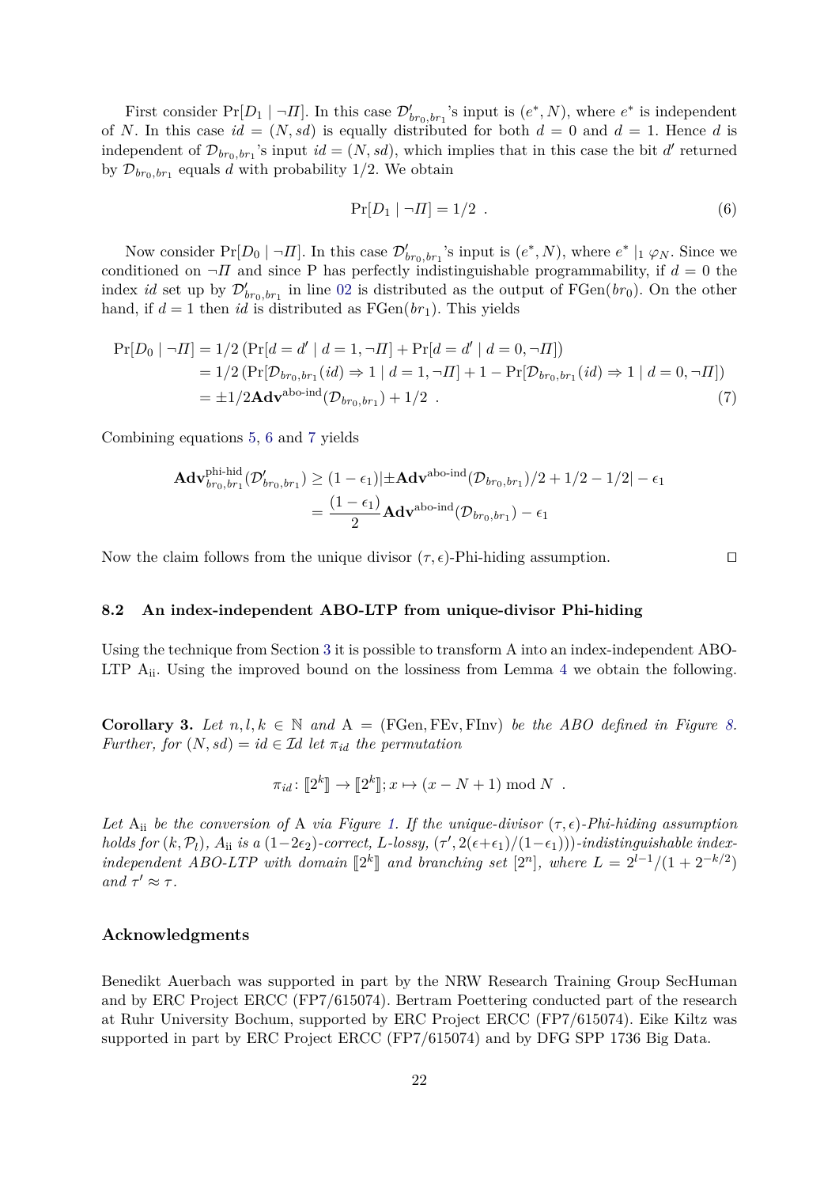First consider $\Pr[D_1 \mid \neg \Pi]$. In this case $\mathcal{D}'_{br_0,br_1}$'s input is $(e^*, N)$, where $e^*$ is independent of $N$. In this case $id = (N, sd)$ is equally distributed for both $d = 0$ and $d = 1$. Hence $d$ is independent of $\mathcal{D}_{br_0,br_1}$'s input $id = (N, sd)$, which implies that in this case the bit $d'$ returned by $\mathcal{D}_{br_0,br_1}$ equals $d$ with probability 1/2. We obtain

$$\Pr[D_1 \mid \neg \Pi] = 1/2 \ . \tag{6}$$

Now consider $\Pr[D_0 \mid \neg \Pi]$. In this case $\mathcal{D}'_{br_0,br_1}$'s input is $(e^*, N)$, where $e^* \mid_1 \varphi_N$. Since we conditioned on $\neg \Pi$ and since P has perfectly indistinguishable programmability, if $d = 0$ the index $id$ set up by $\mathcal{D}'_{br_0,br_1}$ in line 02 is distributed as the output of $\mathrm{FGen}(br_0)$. On the other hand, if $d = 1$ then $id$ is distributed as $\mathrm{FGen}(br_1)$. This yields

$$\begin{aligned}
\Pr[D_0 \mid \neg \Pi] &= 1/2 \left( \Pr[d = d' \mid d = 1, \neg \Pi] + \Pr[d = d' \mid d = 0, \neg \Pi] \right) \\
&= 1/2 \left( \Pr[\mathcal{D}_{br_0,br_1}(id) \Rightarrow 1 \mid d = 1, \neg \Pi] + 1 - \Pr[\mathcal{D}_{br_0,br_1}(id) \Rightarrow 1 \mid d = 0, \neg \Pi] \right) \\
&= \pm 1/2 \mathbf{Adv}^{\text{abo-ind}}(\mathcal{D}_{br_0,br_1}) + 1/2 \ .
\end{aligned} \tag{7}$$

Combining equations 5, 6 and 7 yields

$$\begin{aligned}
\mathbf{Adv}^{\text{phi-hid}}_{br_0,br_1}(\mathcal{D}'_{br_0,br_1}) &\geq (1 - \epsilon_1) |\pm \mathbf{Adv}^{\text{abo-ind}}(\mathcal{D}_{br_0,br_1})/2 + 1/2 - 1/2| - \epsilon_1 \\
&= \frac{(1 - \epsilon_1)}{2} \mathbf{Adv}^{\text{abo-ind}}(\mathcal{D}_{br_0,br_1}) - \epsilon_1
\end{aligned}$$

Now the claim follows from the unique divisor $(\tau, \epsilon)$-Phi-hiding assumption. □

### 8.2 An index-independent ABO-LTP from unique-divisor Phi-hiding

Using the technique from Section 3 it is possible to transform A into an index-independent ABO-LTP $\mathrm{A}_{\mathrm{ii}}$. Using the improved bound on the lossiness from Lemma 4 we obtain the following.

**Corollary 3.** *Let $n, l, k \in \mathbb{N}$ and $\mathrm{A} = (\mathrm{FGen}, \mathrm{FEv}, \mathrm{FInv})$ be the ABO defined in Figure 8. Further, for $(N, sd) = id \in \mathcal{I}d$ let $\pi_{id}$ the permutation*

$$\pi_{id} \colon [\![2^k]\!] \to [\![2^k]\!]; x \mapsto (x - N + 1) \bmod N \ .$$

*Let $\mathrm{A}_{\mathrm{ii}}$ be the conversion of A via Figure 1. If the unique-divisor $(\tau, \epsilon)$-Phi-hiding assumption holds for $(k, \mathcal{P}_l)$, $\mathrm{A}_{\mathrm{ii}}$ is a $(1-2\epsilon_2)$-correct, $L$-lossy, $(\tau', 2(\epsilon+\epsilon_1)/(1-\epsilon_1)))$-indistinguishable index-independent ABO-LTP with domain $[\![2^k]\!]$ and branching set $[2^n]$, where $L = 2^{l-1}/(1 + 2^{-k/2})$ and $\tau' \approx \tau$.*

## Acknowledgments

Benedikt Auerbach was supported in part by the NRW Research Training Group SecHuman and by ERC Project ERCC (FP7/615074). Bertram Poettering conducted part of the research at Ruhr University Bochum, supported by ERC Project ERCC (FP7/615074). Eike Kiltz was supported in part by ERC Project ERCC (FP7/615074) and by DFG SPP 1736 Big Data.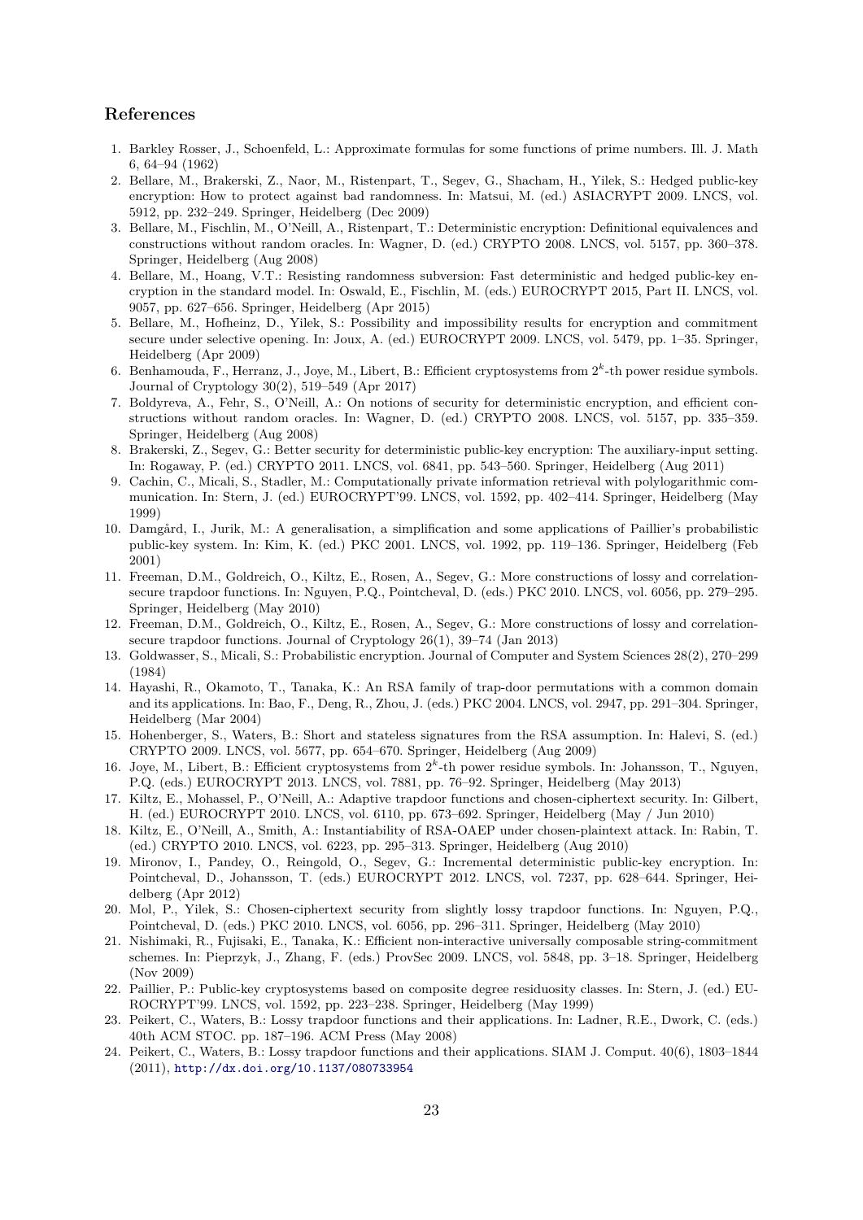## References

1. Barkley Rosser, J., Schoenfeld, L.: Approximate formulas for some functions of prime numbers. Ill. J. Math 6, 64–94 (1962)
2. Bellare, M., Brakerski, Z., Naor, M., Ristenpart, T., Segev, G., Shacham, H., Yilek, S.: Hedged public-key encryption: How to protect against bad randomness. In: Matsui, M. (ed.) ASIACRYPT 2009. LNCS, vol. 5912, pp. 232–249. Springer, Heidelberg (Dec 2009)
3. Bellare, M., Fischlin, M., O'Neill, A., Ristenpart, T.: Deterministic encryption: Definitional equivalences and constructions without random oracles. In: Wagner, D. (ed.) CRYPTO 2008. LNCS, vol. 5157, pp. 360–378. Springer, Heidelberg (Aug 2008)
4. Bellare, M., Hoang, V.T.: Resisting randomness subversion: Fast deterministic and hedged public-key encryption in the standard model. In: Oswald, E., Fischlin, M. (eds.) EUROCRYPT 2015, Part II. LNCS, vol. 9057, pp. 627–656. Springer, Heidelberg (Apr 2015)
5. Bellare, M., Hofheinz, D., Yilek, S.: Possibility and impossibility results for encryption and commitment secure under selective opening. In: Joux, A. (ed.) EUROCRYPT 2009. LNCS, vol. 5479, pp. 1–35. Springer, Heidelberg (Apr 2009)
6. Benhamouda, F., Herranz, J., Joye, M., Libert, B.: Efficient cryptosystems from $2^k$-th power residue symbols. Journal of Cryptology 30(2), 519–549 (Apr 2017)
7. Boldyreva, A., Fehr, S., O'Neill, A.: On notions of security for deterministic encryption, and efficient constructions without random oracles. In: Wagner, D. (ed.) CRYPTO 2008. LNCS, vol. 5157, pp. 335–359. Springer, Heidelberg (Aug 2008)
8. Brakerski, Z., Segev, G.: Better security for deterministic public-key encryption: The auxiliary-input setting. In: Rogaway, P. (ed.) CRYPTO 2011. LNCS, vol. 6841, pp. 543–560. Springer, Heidelberg (Aug 2011)
9. Cachin, C., Micali, S., Stadler, M.: Computationally private information retrieval with polylogarithmic communication. In: Stern, J. (ed.) EUROCRYPT'99. LNCS, vol. 1592, pp. 402–414. Springer, Heidelberg (May 1999)
10. Damgård, I., Jurik, M.: A generalisation, a simplification and some applications of Paillier's probabilistic public-key system. In: Kim, K. (ed.) PKC 2001. LNCS, vol. 1992, pp. 119–136. Springer, Heidelberg (Feb 2001)
11. Freeman, D.M., Goldreich, O., Kiltz, E., Rosen, A., Segev, G.: More constructions of lossy and correlation-secure trapdoor functions. In: Nguyen, P.Q., Pointcheval, D. (eds.) PKC 2010. LNCS, vol. 6056, pp. 279–295. Springer, Heidelberg (May 2010)
12. Freeman, D.M., Goldreich, O., Kiltz, E., Rosen, A., Segev, G.: More constructions of lossy and correlation-secure trapdoor functions. Journal of Cryptology 26(1), 39–74 (Jan 2013)
13. Goldwasser, S., Micali, S.: Probabilistic encryption. Journal of Computer and System Sciences 28(2), 270–299 (1984)
14. Hayashi, R., Okamoto, T., Tanaka, K.: An RSA family of trap-door permutations with a common domain and its applications. In: Bao, F., Deng, R., Zhou, J. (eds.) PKC 2004. LNCS, vol. 2947, pp. 291–304. Springer, Heidelberg (Mar 2004)
15. Hohenberger, S., Waters, B.: Short and stateless signatures from the RSA assumption. In: Halevi, S. (ed.) CRYPTO 2009. LNCS, vol. 5677, pp. 654–670. Springer, Heidelberg (Aug 2009)
16. Joye, M., Libert, B.: Efficient cryptosystems from $2^k$-th power residue symbols. In: Johansson, T., Nguyen, P.Q. (eds.) EUROCRYPT 2013. LNCS, vol. 7881, pp. 76–92. Springer, Heidelberg (May 2013)
17. Kiltz, E., Mohassel, P., O'Neill, A.: Adaptive trapdoor functions and chosen-ciphertext security. In: Gilbert, H. (ed.) EUROCRYPT 2010. LNCS, vol. 6110, pp. 673–692. Springer, Heidelberg (May / Jun 2010)
18. Kiltz, E., O'Neill, A., Smith, A.: Instantiability of RSA-OAEP under chosen-plaintext attack. In: Rabin, T. (ed.) CRYPTO 2010. LNCS, vol. 6223, pp. 295–313. Springer, Heidelberg (Aug 2010)
19. Mironov, I., Pandey, O., Reingold, O., Segev, G.: Incremental deterministic public-key encryption. In: Pointcheval, D., Johansson, T. (eds.) EUROCRYPT 2012. LNCS, vol. 7237, pp. 628–644. Springer, Heidelberg (Apr 2012)
20. Mol, P., Yilek, S.: Chosen-ciphertext security from slightly lossy trapdoor functions. In: Nguyen, P.Q., Pointcheval, D. (eds.) PKC 2010. LNCS, vol. 6056, pp. 296–311. Springer, Heidelberg (May 2010)
21. Nishimaki, R., Fujisaki, E., Tanaka, K.: Efficient non-interactive universally composable string-commitment schemes. In: Pieprzyk, J., Zhang, F. (eds.) ProvSec 2009. LNCS, vol. 5848, pp. 3–18. Springer, Heidelberg (Nov 2009)
22. Paillier, P.: Public-key cryptosystems based on composite degree residuosity classes. In: Stern, J. (ed.) EUROCRYPT'99. LNCS, vol. 1592, pp. 223–238. Springer, Heidelberg (May 1999)
23. Peikert, C., Waters, B.: Lossy trapdoor functions and their applications. In: Ladner, R.E., Dwork, C. (eds.) 40th ACM STOC. pp. 187–196. ACM Press (May 2008)
24. Peikert, C., Waters, B.: Lossy trapdoor functions and their applications. SIAM J. Comput. 40(6), 1803–1844 (2011), http://dx.doi.org/10.1137/080733954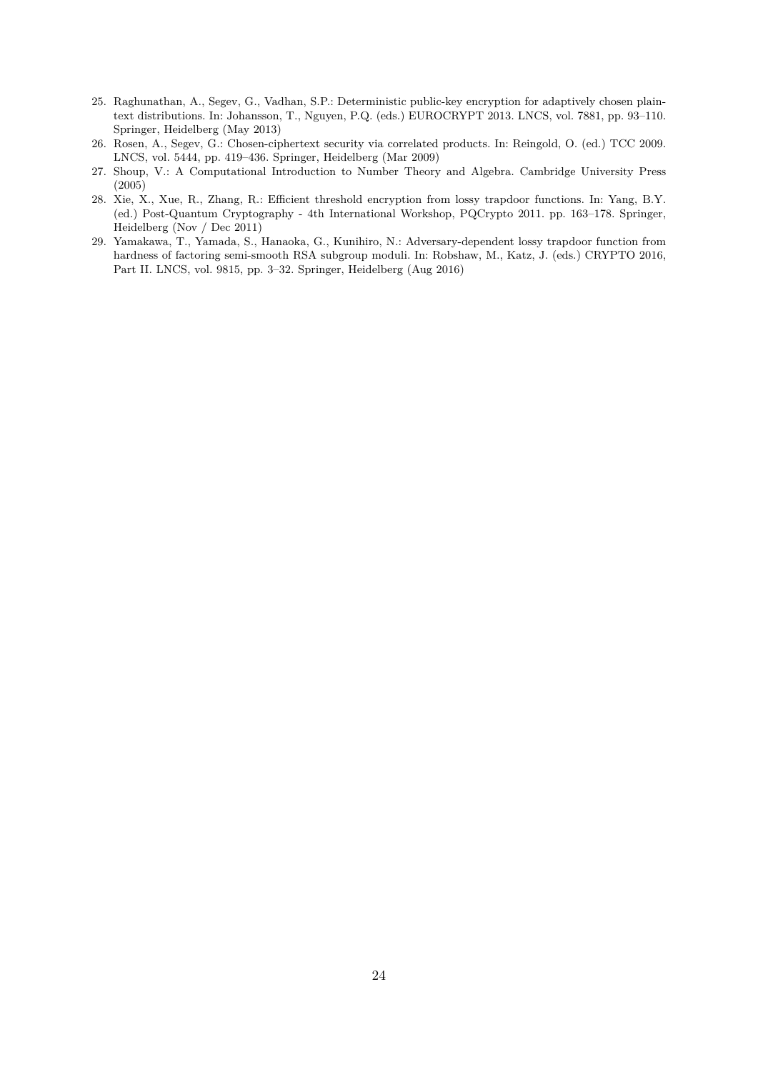25. Raghunathan, A., Segev, G., Vadhan, S.P.: Deterministic public-key encryption for adaptively chosen plaintext distributions. In: Johansson, T., Nguyen, P.Q. (eds.) EUROCRYPT 2013. LNCS, vol. 7881, pp. 93–110. Springer, Heidelberg (May 2013)
26. Rosen, A., Segev, G.: Chosen-ciphertext security via correlated products. In: Reingold, O. (ed.) TCC 2009. LNCS, vol. 5444, pp. 419–436. Springer, Heidelberg (Mar 2009)
27. Shoup, V.: A Computational Introduction to Number Theory and Algebra. Cambridge University Press (2005)
28. Xie, X., Xue, R., Zhang, R.: Efficient threshold encryption from lossy trapdoor functions. In: Yang, B.Y. (ed.) Post-Quantum Cryptography - 4th International Workshop, PQCrypto 2011. pp. 163–178. Springer, Heidelberg (Nov / Dec 2011)
29. Yamakawa, T., Yamada, S., Hanaoka, G., Kunihiro, N.: Adversary-dependent lossy trapdoor function from hardness of factoring semi-smooth RSA subgroup moduli. In: Robshaw, M., Katz, J. (eds.) CRYPTO 2016, Part II. LNCS, vol. 9815, pp. 3–32. Springer, Heidelberg (Aug 2016)